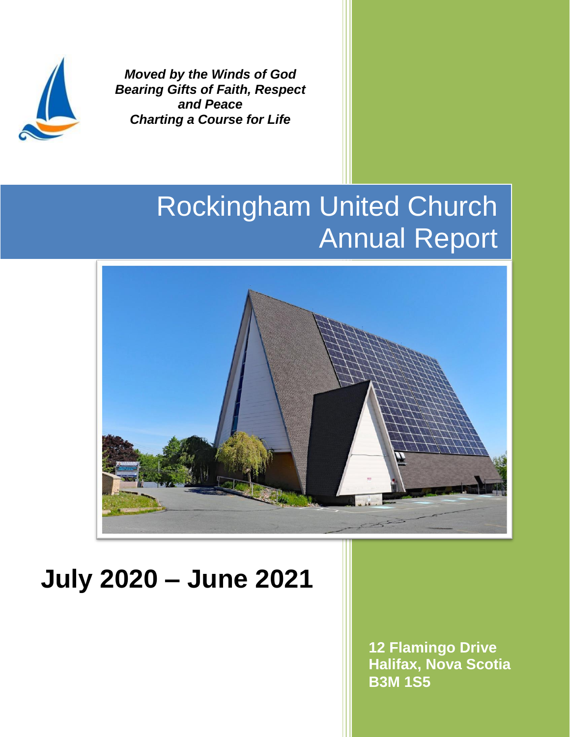***Moved by the Winds of God***
***Bearing Gifts of Faith, Respect and Peace***
***Charting a Course for Life***

# Rockingham United Church Annual Report

# July 2020 – June 2021

**12 Flamingo Drive**
**Halifax, Nova Scotia**
**B3M 1S5**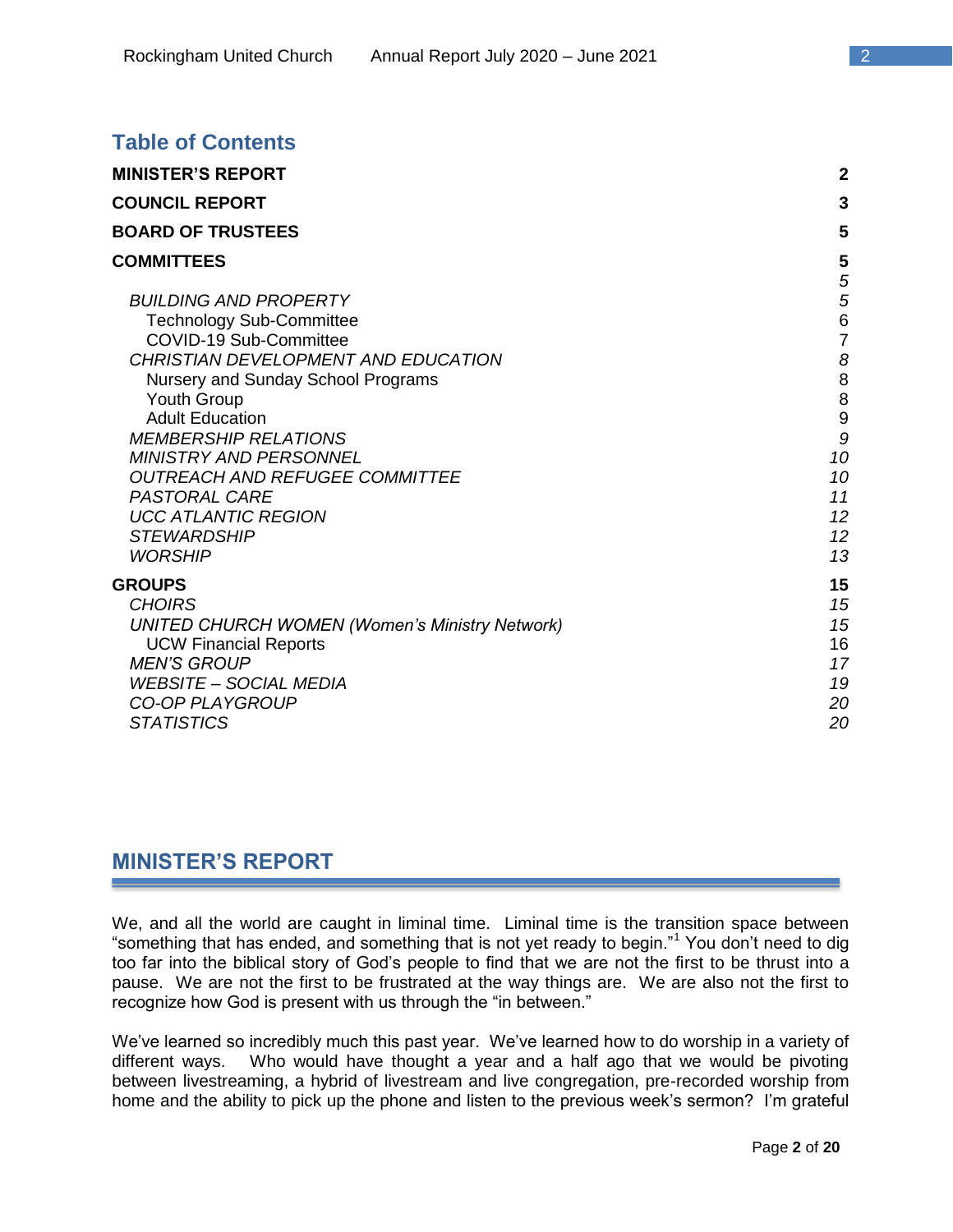## Table of Contents

| | |
|---|---|
| **MINISTER'S REPORT** | **2** |
| **COUNCIL REPORT** | **3** |
| **BOARD OF TRUSTEES** | **5** |
| **COMMITTEES** | **5** |
| | *5* |
| *BUILDING AND PROPERTY* | *5* |
| Technology Sub-Committee | 6 |
| COVID-19 Sub-Committee | 7 |
| *CHRISTIAN DEVELOPMENT AND EDUCATION* | *8* |
| Nursery and Sunday School Programs | 8 |
| Youth Group | 8 |
| Adult Education | 9 |
| *MEMBERSHIP RELATIONS* | *9* |
| *MINISTRY AND PERSONNEL* | *10* |
| *OUTREACH AND REFUGEE COMMITTEE* | *10* |
| *PASTORAL CARE* | *11* |
| *UCC ATLANTIC REGION* | *12* |
| *STEWARDSHIP* | *12* |
| *WORSHIP* | *13* |
| **GROUPS** | **15** |
| *CHOIRS* | *15* |
| *UNITED CHURCH WOMEN (Women's Ministry Network)* | *15* |
| UCW Financial Reports | 16 |
| *MEN'S GROUP* | *17* |
| *WEBSITE – SOCIAL MEDIA* | *19* |
| *CO-OP PLAYGROUP* | *20* |
| *STATISTICS* | *20* |

## MINISTER'S REPORT

We, and all the world are caught in liminal time. Liminal time is the transition space between "something that has ended, and something that is not yet ready to begin."[1] You don't need to dig too far into the biblical story of God's people to find that we are not the first to be thrust into a pause. We are not the first to be frustrated at the way things are. We are also not the first to recognize how God is present with us through the "in between."

We've learned so incredibly much this past year. We've learned how to do worship in a variety of different ways. Who would have thought a year and a half ago that we would be pivoting between livestreaming, a hybrid of livestream and live congregation, pre-recorded worship from home and the ability to pick up the phone and listen to the previous week's sermon? I'm grateful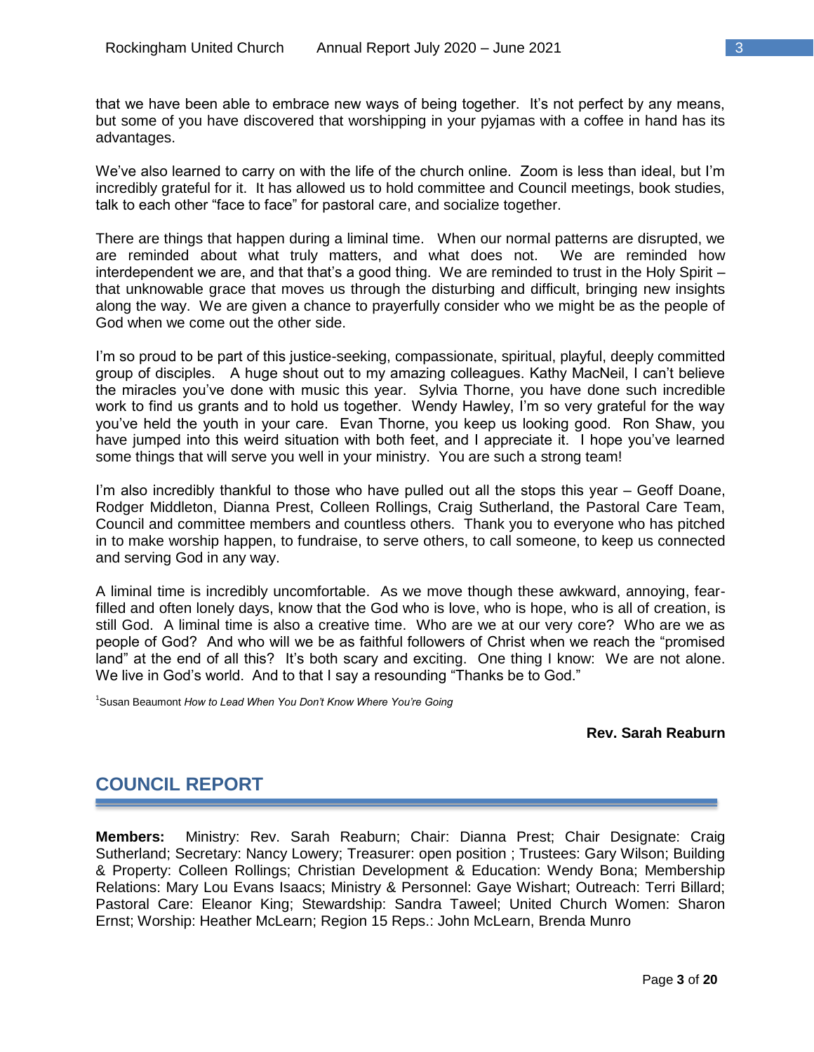that we have been able to embrace new ways of being together. It's not perfect by any means, but some of you have discovered that worshipping in your pyjamas with a coffee in hand has its advantages.

We've also learned to carry on with the life of the church online. Zoom is less than ideal, but I'm incredibly grateful for it. It has allowed us to hold committee and Council meetings, book studies, talk to each other "face to face" for pastoral care, and socialize together.

There are things that happen during a liminal time. When our normal patterns are disrupted, we are reminded about what truly matters, and what does not. We are reminded how interdependent we are, and that that's a good thing. We are reminded to trust in the Holy Spirit – that unknowable grace that moves us through the disturbing and difficult, bringing new insights along the way. We are given a chance to prayerfully consider who we might be as the people of God when we come out the other side.

I'm so proud to be part of this justice-seeking, compassionate, spiritual, playful, deeply committed group of disciples. A huge shout out to my amazing colleagues. Kathy MacNeil, I can't believe the miracles you've done with music this year. Sylvia Thorne, you have done such incredible work to find us grants and to hold us together. Wendy Hawley, I'm so very grateful for the way you've held the youth in your care. Evan Thorne, you keep us looking good. Ron Shaw, you have jumped into this weird situation with both feet, and I appreciate it. I hope you've learned some things that will serve you well in your ministry. You are such a strong team!

I'm also incredibly thankful to those who have pulled out all the stops this year – Geoff Doane, Rodger Middleton, Dianna Prest, Colleen Rollings, Craig Sutherland, the Pastoral Care Team, Council and committee members and countless others. Thank you to everyone who has pitched in to make worship happen, to fundraise, to serve others, to call someone, to keep us connected and serving God in any way.

A liminal time is incredibly uncomfortable. As we move though these awkward, annoying, fear-filled and often lonely days, know that the God who is love, who is hope, who is all of creation, is still God. A liminal time is also a creative time. Who are we at our very core? Who are we as people of God? And who will we be as faithful followers of Christ when we reach the "promised land" at the end of all this? It's both scary and exciting. One thing I know: We are not alone. We live in God's world. And to that I say a resounding "Thanks be to God."

[1]Susan Beaumont *How to Lead When You Don't Know Where You're Going*

**Rev. Sarah Reaburn**

## COUNCIL REPORT

**Members:** Ministry: Rev. Sarah Reaburn; Chair: Dianna Prest; Chair Designate: Craig Sutherland; Secretary: Nancy Lowery; Treasurer: open position ; Trustees: Gary Wilson; Building & Property: Colleen Rollings; Christian Development & Education: Wendy Bona; Membership Relations: Mary Lou Evans Isaacs; Ministry & Personnel: Gaye Wishart; Outreach: Terri Billard; Pastoral Care: Eleanor King; Stewardship: Sandra Taweel; United Church Women: Sharon Ernst; Worship: Heather McLearn; Region 15 Reps.: John McLearn, Brenda Munro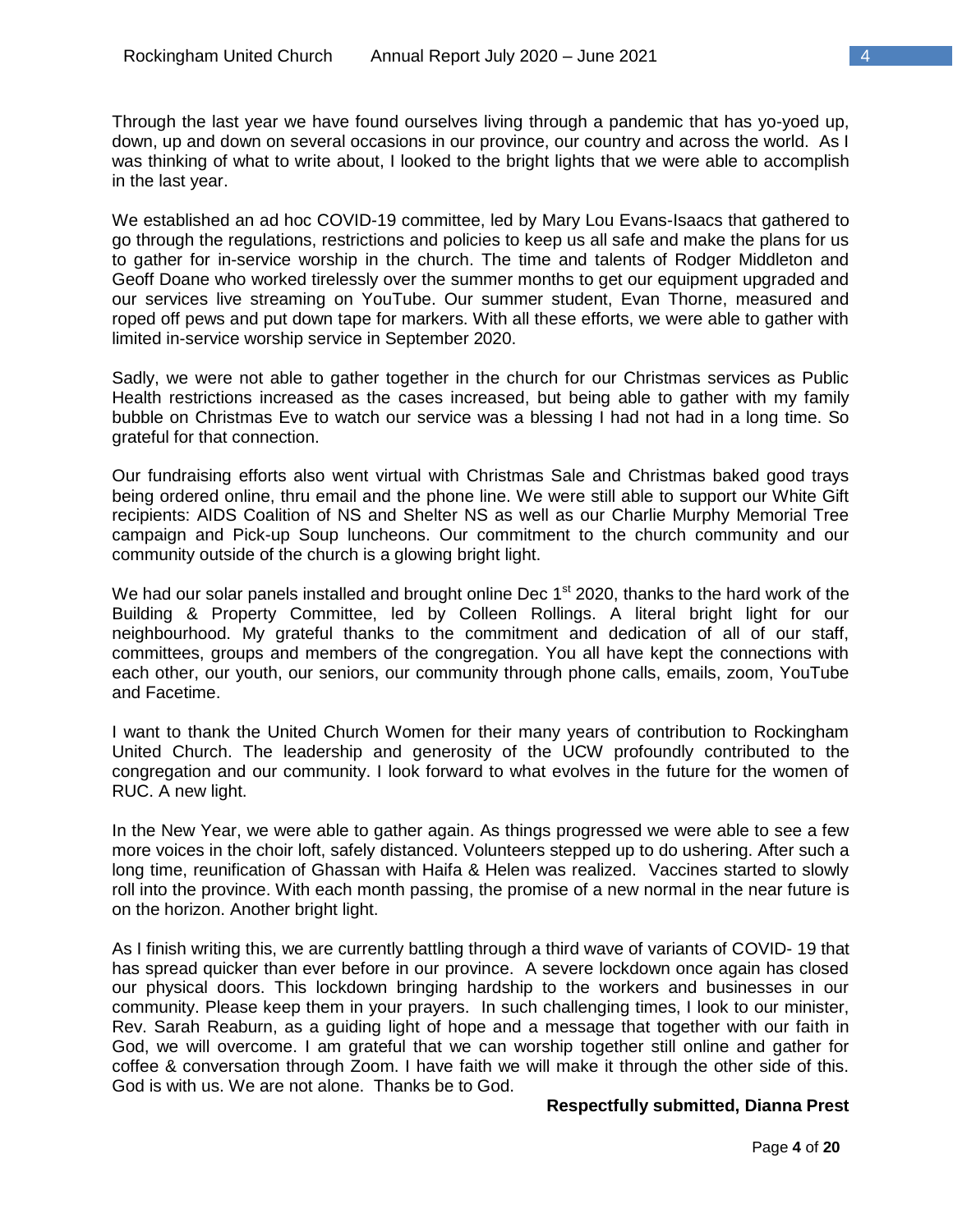Through the last year we have found ourselves living through a pandemic that has yo-yoed up, down, up and down on several occasions in our province, our country and across the world. As I was thinking of what to write about, I looked to the bright lights that we were able to accomplish in the last year.

We established an ad hoc COVID-19 committee, led by Mary Lou Evans-Isaacs that gathered to go through the regulations, restrictions and policies to keep us all safe and make the plans for us to gather for in-service worship in the church. The time and talents of Rodger Middleton and Geoff Doane who worked tirelessly over the summer months to get our equipment upgraded and our services live streaming on YouTube. Our summer student, Evan Thorne, measured and roped off pews and put down tape for markers. With all these efforts, we were able to gather with limited in-service worship service in September 2020.

Sadly, we were not able to gather together in the church for our Christmas services as Public Health restrictions increased as the cases increased, but being able to gather with my family bubble on Christmas Eve to watch our service was a blessing I had not had in a long time. So grateful for that connection.

Our fundraising efforts also went virtual with Christmas Sale and Christmas baked good trays being ordered online, thru email and the phone line. We were still able to support our White Gift recipients: AIDS Coalition of NS and Shelter NS as well as our Charlie Murphy Memorial Tree campaign and Pick-up Soup luncheons. Our commitment to the church community and our community outside of the church is a glowing bright light.

We had our solar panels installed and brought online Dec 1st 2020, thanks to the hard work of the Building & Property Committee, led by Colleen Rollings. A literal bright light for our neighbourhood. My grateful thanks to the commitment and dedication of all of our staff, committees, groups and members of the congregation. You all have kept the connections with each other, our youth, our seniors, our community through phone calls, emails, zoom, YouTube and Facetime.

I want to thank the United Church Women for their many years of contribution to Rockingham United Church. The leadership and generosity of the UCW profoundly contributed to the congregation and our community. I look forward to what evolves in the future for the women of RUC. A new light.

In the New Year, we were able to gather again. As things progressed we were able to see a few more voices in the choir loft, safely distanced. Volunteers stepped up to do ushering. After such a long time, reunification of Ghassan with Haifa & Helen was realized. Vaccines started to slowly roll into the province. With each month passing, the promise of a new normal in the near future is on the horizon. Another bright light.

As I finish writing this, we are currently battling through a third wave of variants of COVID- 19 that has spread quicker than ever before in our province. A severe lockdown once again has closed our physical doors. This lockdown bringing hardship to the workers and businesses in our community. Please keep them in your prayers. In such challenging times, I look to our minister, Rev. Sarah Reaburn, as a guiding light of hope and a message that together with our faith in God, we will overcome. I am grateful that we can worship together still online and gather for coffee & conversation through Zoom. I have faith we will make it through the other side of this. God is with us. We are not alone. Thanks be to God.

**Respectfully submitted, Dianna Prest**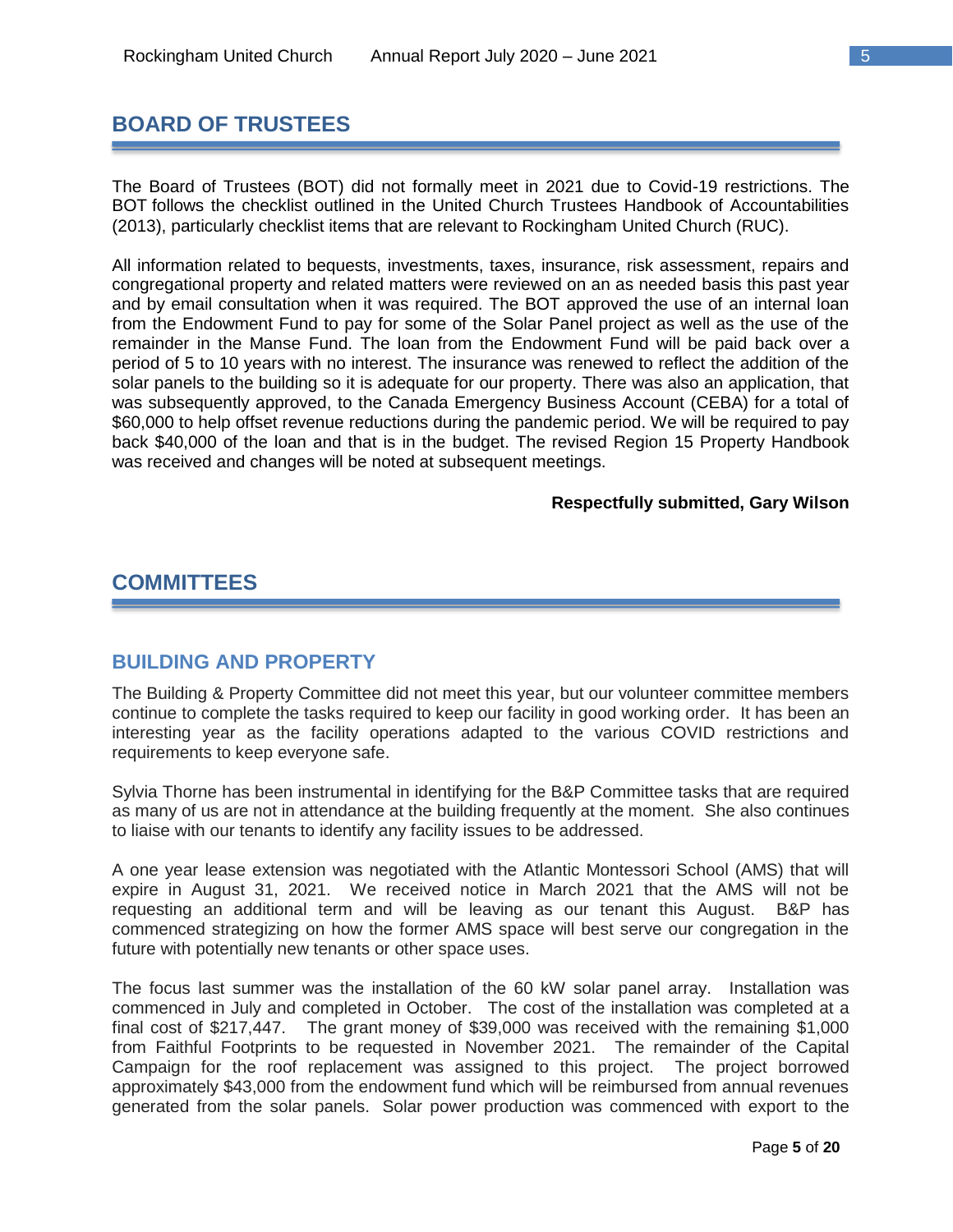## BOARD OF TRUSTEES

The Board of Trustees (BOT) did not formally meet in 2021 due to Covid-19 restrictions. The BOT follows the checklist outlined in the United Church Trustees Handbook of Accountabilities (2013), particularly checklist items that are relevant to Rockingham United Church (RUC).

All information related to bequests, investments, taxes, insurance, risk assessment, repairs and congregational property and related matters were reviewed on an as needed basis this past year and by email consultation when it was required. The BOT approved the use of an internal loan from the Endowment Fund to pay for some of the Solar Panel project as well as the use of the remainder in the Manse Fund. The loan from the Endowment Fund will be paid back over a period of 5 to 10 years with no interest. The insurance was renewed to reflect the addition of the solar panels to the building so it is adequate for our property. There was also an application, that was subsequently approved, to the Canada Emergency Business Account (CEBA) for a total of $60,000 to help offset revenue reductions during the pandemic period. We will be required to pay back $40,000 of the loan and that is in the budget. The revised Region 15 Property Handbook was received and changes will be noted at subsequent meetings.

**Respectfully submitted, Gary Wilson**

## COMMITTEES

### BUILDING AND PROPERTY

The Building & Property Committee did not meet this year, but our volunteer committee members continue to complete the tasks required to keep our facility in good working order. It has been an interesting year as the facility operations adapted to the various COVID restrictions and requirements to keep everyone safe.

Sylvia Thorne has been instrumental in identifying for the B&P Committee tasks that are required as many of us are not in attendance at the building frequently at the moment. She also continues to liaise with our tenants to identify any facility issues to be addressed.

A one year lease extension was negotiated with the Atlantic Montessori School (AMS) that will expire in August 31, 2021. We received notice in March 2021 that the AMS will not be requesting an additional term and will be leaving as our tenant this August. B&P has commenced strategizing on how the former AMS space will best serve our congregation in the future with potentially new tenants or other space uses.

The focus last summer was the installation of the 60 kW solar panel array. Installation was commenced in July and completed in October. The cost of the installation was completed at a final cost of $217,447. The grant money of $39,000 was received with the remaining $1,000 from Faithful Footprints to be requested in November 2021. The remainder of the Capital Campaign for the roof replacement was assigned to this project. The project borrowed approximately $43,000 from the endowment fund which will be reimbursed from annual revenues generated from the solar panels. Solar power production was commenced with export to the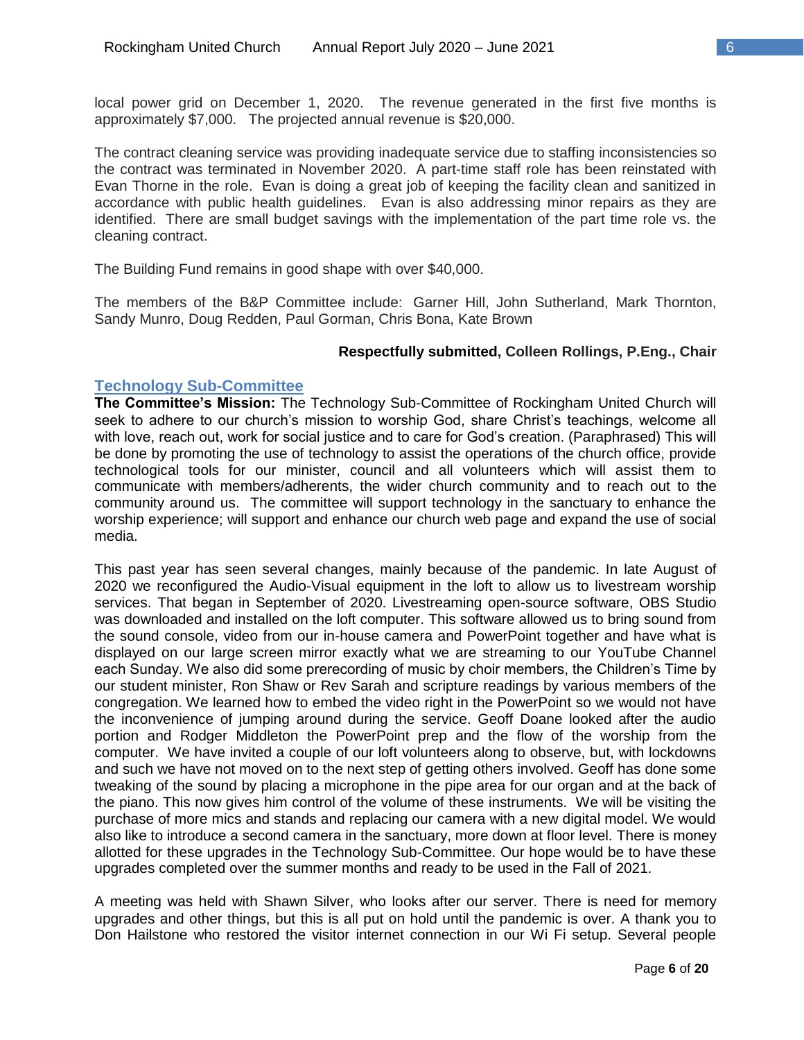local power grid on December 1, 2020. The revenue generated in the first five months is approximately $7,000. The projected annual revenue is $20,000.

The contract cleaning service was providing inadequate service due to staffing inconsistencies so the contract was terminated in November 2020. A part-time staff role has been reinstated with Evan Thorne in the role. Evan is doing a great job of keeping the facility clean and sanitized in accordance with public health guidelines. Evan is also addressing minor repairs as they are identified. There are small budget savings with the implementation of the part time role vs. the cleaning contract.

The Building Fund remains in good shape with over $40,000.

The members of the B&P Committee include: Garner Hill, John Sutherland, Mark Thornton, Sandy Munro, Doug Redden, Paul Gorman, Chris Bona, Kate Brown

**Respectfully submitted, Colleen Rollings, P.Eng., Chair**

## Technology Sub-Committee

**The Committee's Mission:** The Technology Sub-Committee of Rockingham United Church will seek to adhere to our church's mission to worship God, share Christ's teachings, welcome all with love, reach out, work for social justice and to care for God's creation. (Paraphrased) This will be done by promoting the use of technology to assist the operations of the church office, provide technological tools for our minister, council and all volunteers which will assist them to communicate with members/adherents, the wider church community and to reach out to the community around us. The committee will support technology in the sanctuary to enhance the worship experience; will support and enhance our church web page and expand the use of social media.

This past year has seen several changes, mainly because of the pandemic. In late August of 2020 we reconfigured the Audio-Visual equipment in the loft to allow us to livestream worship services. That began in September of 2020. Livestreaming open-source software, OBS Studio was downloaded and installed on the loft computer. This software allowed us to bring sound from the sound console, video from our in-house camera and PowerPoint together and have what is displayed on our large screen mirror exactly what we are streaming to our YouTube Channel each Sunday. We also did some prerecording of music by choir members, the Children's Time by our student minister, Ron Shaw or Rev Sarah and scripture readings by various members of the congregation. We learned how to embed the video right in the PowerPoint so we would not have the inconvenience of jumping around during the service. Geoff Doane looked after the audio portion and Rodger Middleton the PowerPoint prep and the flow of the worship from the computer. We have invited a couple of our loft volunteers along to observe, but, with lockdowns and such we have not moved on to the next step of getting others involved. Geoff has done some tweaking of the sound by placing a microphone in the pipe area for our organ and at the back of the piano. This now gives him control of the volume of these instruments. We will be visiting the purchase of more mics and stands and replacing our camera with a new digital model. We would also like to introduce a second camera in the sanctuary, more down at floor level. There is money allotted for these upgrades in the Technology Sub-Committee. Our hope would be to have these upgrades completed over the summer months and ready to be used in the Fall of 2021.

A meeting was held with Shawn Silver, who looks after our server. There is need for memory upgrades and other things, but this is all put on hold until the pandemic is over. A thank you to Don Hailstone who restored the visitor internet connection in our Wi Fi setup. Several people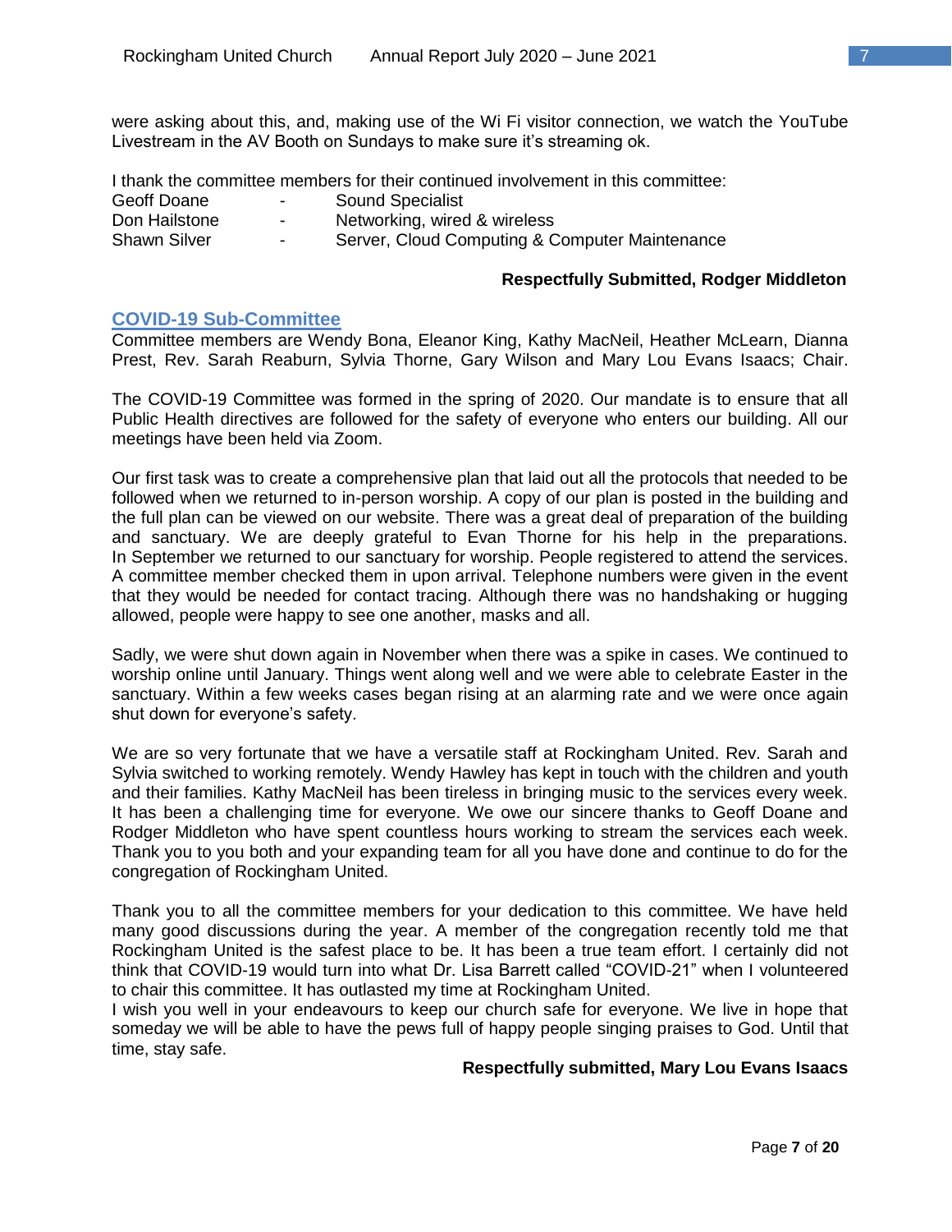were asking about this, and, making use of the Wi Fi visitor connection, we watch the YouTube Livestream in the AV Booth on Sundays to make sure it's streaming ok.

I thank the committee members for their continued involvement in this committee:

| | | |
|---|---|---|
| Geoff Doane | - | Sound Specialist |
| Don Hailstone | - | Networking, wired & wireless |
| Shawn Silver | - | Server, Cloud Computing & Computer Maintenance |

**Respectfully Submitted, Rodger Middleton**

## COVID-19 Sub-Committee

Committee members are Wendy Bona, Eleanor King, Kathy MacNeil, Heather McLearn, Dianna Prest, Rev. Sarah Reaburn, Sylvia Thorne, Gary Wilson and Mary Lou Evans Isaacs; Chair.

The COVID-19 Committee was formed in the spring of 2020. Our mandate is to ensure that all Public Health directives are followed for the safety of everyone who enters our building. All our meetings have been held via Zoom.

Our first task was to create a comprehensive plan that laid out all the protocols that needed to be followed when we returned to in-person worship. A copy of our plan is posted in the building and the full plan can be viewed on our website. There was a great deal of preparation of the building and sanctuary. We are deeply grateful to Evan Thorne for his help in the preparations. In September we returned to our sanctuary for worship. People registered to attend the services. A committee member checked them in upon arrival. Telephone numbers were given in the event that they would be needed for contact tracing. Although there was no handshaking or hugging allowed, people were happy to see one another, masks and all.

Sadly, we were shut down again in November when there was a spike in cases. We continued to worship online until January. Things went along well and we were able to celebrate Easter in the sanctuary. Within a few weeks cases began rising at an alarming rate and we were once again shut down for everyone's safety.

We are so very fortunate that we have a versatile staff at Rockingham United. Rev. Sarah and Sylvia switched to working remotely. Wendy Hawley has kept in touch with the children and youth and their families. Kathy MacNeil has been tireless in bringing music to the services every week. It has been a challenging time for everyone. We owe our sincere thanks to Geoff Doane and Rodger Middleton who have spent countless hours working to stream the services each week. Thank you to you both and your expanding team for all you have done and continue to do for the congregation of Rockingham United.

Thank you to all the committee members for your dedication to this committee. We have held many good discussions during the year. A member of the congregation recently told me that Rockingham United is the safest place to be. It has been a true team effort. I certainly did not think that COVID-19 would turn into what Dr. Lisa Barrett called "COVID-21" when I volunteered to chair this committee. It has outlasted my time at Rockingham United.

I wish you well in your endeavours to keep our church safe for everyone. We live in hope that someday we will be able to have the pews full of happy people singing praises to God. Until that time, stay safe.

**Respectfully submitted, Mary Lou Evans Isaacs**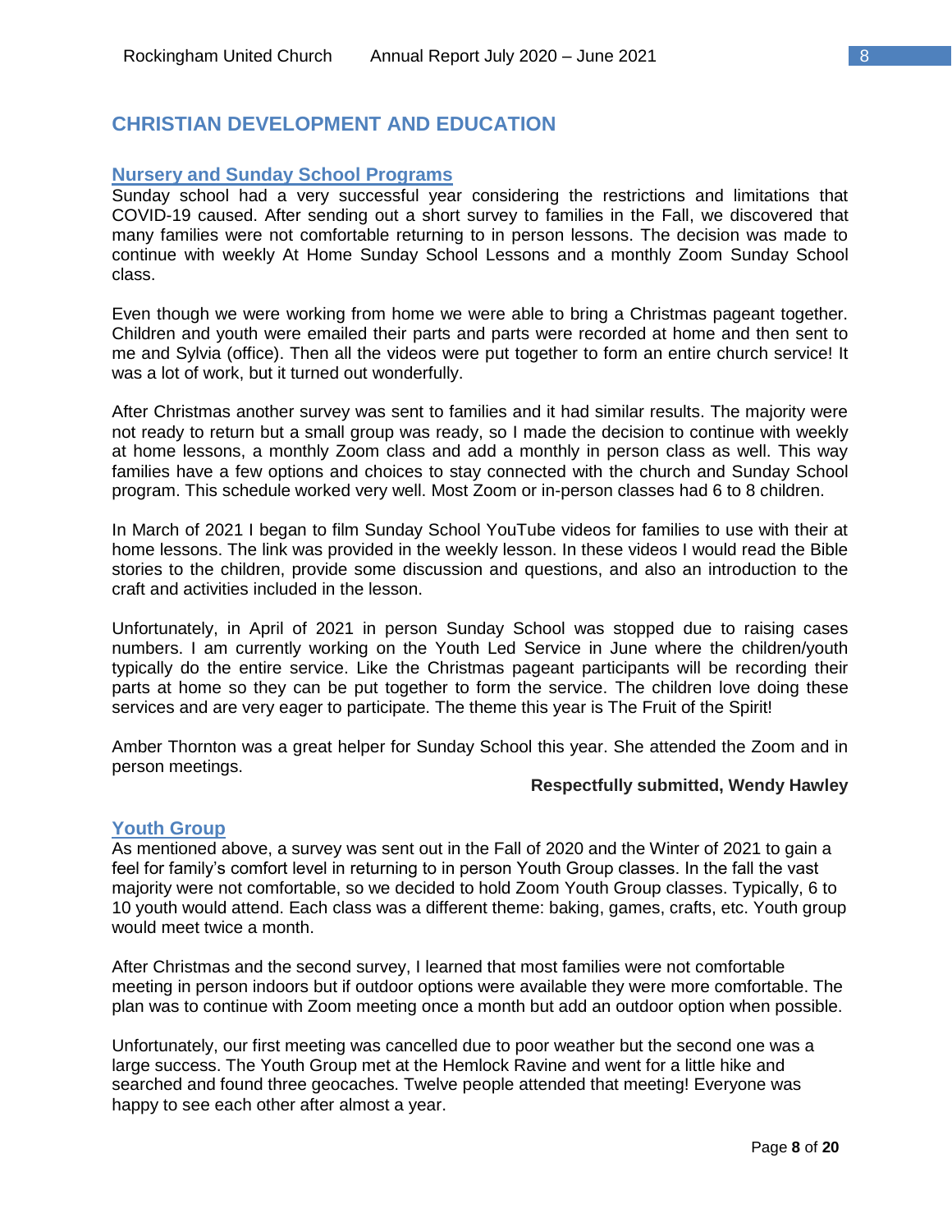## CHRISTIAN DEVELOPMENT AND EDUCATION

### Nursery and Sunday School Programs

Sunday school had a very successful year considering the restrictions and limitations that COVID-19 caused. After sending out a short survey to families in the Fall, we discovered that many families were not comfortable returning to in person lessons. The decision was made to continue with weekly At Home Sunday School Lessons and a monthly Zoom Sunday School class.

Even though we were working from home we were able to bring a Christmas pageant together. Children and youth were emailed their parts and parts were recorded at home and then sent to me and Sylvia (office). Then all the videos were put together to form an entire church service! It was a lot of work, but it turned out wonderfully.

After Christmas another survey was sent to families and it had similar results. The majority were not ready to return but a small group was ready, so I made the decision to continue with weekly at home lessons, a monthly Zoom class and add a monthly in person class as well. This way families have a few options and choices to stay connected with the church and Sunday School program. This schedule worked very well. Most Zoom or in-person classes had 6 to 8 children.

In March of 2021 I began to film Sunday School YouTube videos for families to use with their at home lessons. The link was provided in the weekly lesson. In these videos I would read the Bible stories to the children, provide some discussion and questions, and also an introduction to the craft and activities included in the lesson.

Unfortunately, in April of 2021 in person Sunday School was stopped due to raising cases numbers. I am currently working on the Youth Led Service in June where the children/youth typically do the entire service. Like the Christmas pageant participants will be recording their parts at home so they can be put together to form the service. The children love doing these services and are very eager to participate. The theme this year is The Fruit of the Spirit!

Amber Thornton was a great helper for Sunday School this year. She attended the Zoom and in person meetings.

**Respectfully submitted, Wendy Hawley**

### Youth Group

As mentioned above, a survey was sent out in the Fall of 2020 and the Winter of 2021 to gain a feel for family's comfort level in returning to in person Youth Group classes. In the fall the vast majority were not comfortable, so we decided to hold Zoom Youth Group classes. Typically, 6 to 10 youth would attend. Each class was a different theme: baking, games, crafts, etc. Youth group would meet twice a month.

After Christmas and the second survey, I learned that most families were not comfortable meeting in person indoors but if outdoor options were available they were more comfortable. The plan was to continue with Zoom meeting once a month but add an outdoor option when possible.

Unfortunately, our first meeting was cancelled due to poor weather but the second one was a large success. The Youth Group met at the Hemlock Ravine and went for a little hike and searched and found three geocaches. Twelve people attended that meeting! Everyone was happy to see each other after almost a year.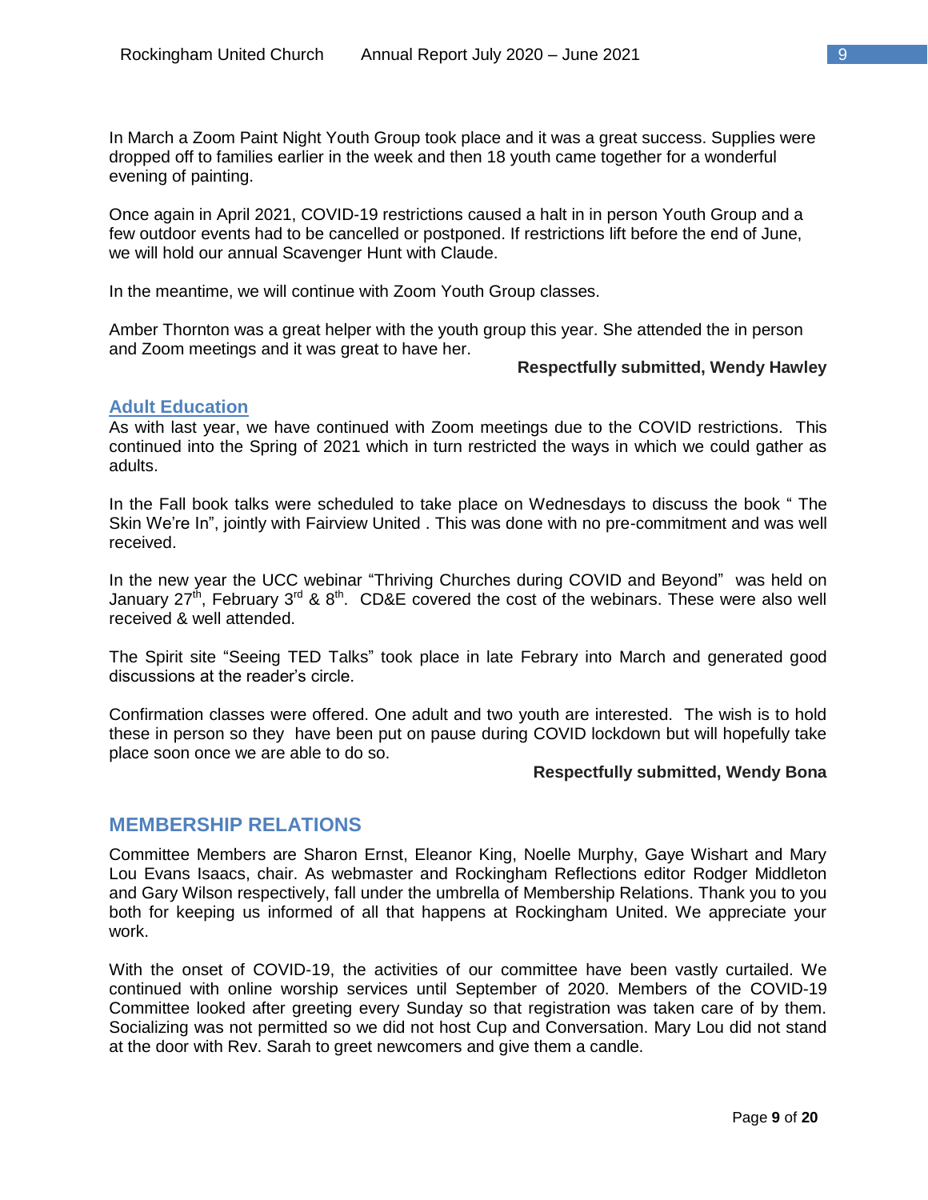In March a Zoom Paint Night Youth Group took place and it was a great success. Supplies were dropped off to families earlier in the week and then 18 youth came together for a wonderful evening of painting.

Once again in April 2021, COVID-19 restrictions caused a halt in in person Youth Group and a few outdoor events had to be cancelled or postponed. If restrictions lift before the end of June, we will hold our annual Scavenger Hunt with Claude.

In the meantime, we will continue with Zoom Youth Group classes.

Amber Thornton was a great helper with the youth group this year. She attended the in person and Zoom meetings and it was great to have her.

**Respectfully submitted, Wendy Hawley**

### Adult Education

As with last year, we have continued with Zoom meetings due to the COVID restrictions. This continued into the Spring of 2021 which in turn restricted the ways in which we could gather as adults.

In the Fall book talks were scheduled to take place on Wednesdays to discuss the book " The Skin We're In", jointly with Fairview United . This was done with no pre-commitment and was well received.

In the new year the UCC webinar "Thriving Churches during COVID and Beyond" was held on January 27th, February 3rd & 8th. CD&E covered the cost of the webinars. These were also well received & well attended.

The Spirit site "Seeing TED Talks" took place in late Febrary into March and generated good discussions at the reader's circle.

Confirmation classes were offered. One adult and two youth are interested. The wish is to hold these in person so they have been put on pause during COVID lockdown but will hopefully take place soon once we are able to do so.

**Respectfully submitted, Wendy Bona**

## MEMBERSHIP RELATIONS

Committee Members are Sharon Ernst, Eleanor King, Noelle Murphy, Gaye Wishart and Mary Lou Evans Isaacs, chair. As webmaster and Rockingham Reflections editor Rodger Middleton and Gary Wilson respectively, fall under the umbrella of Membership Relations. Thank you to you both for keeping us informed of all that happens at Rockingham United. We appreciate your work.

With the onset of COVID-19, the activities of our committee have been vastly curtailed. We continued with online worship services until September of 2020. Members of the COVID-19 Committee looked after greeting every Sunday so that registration was taken care of by them. Socializing was not permitted so we did not host Cup and Conversation. Mary Lou did not stand at the door with Rev. Sarah to greet newcomers and give them a candle.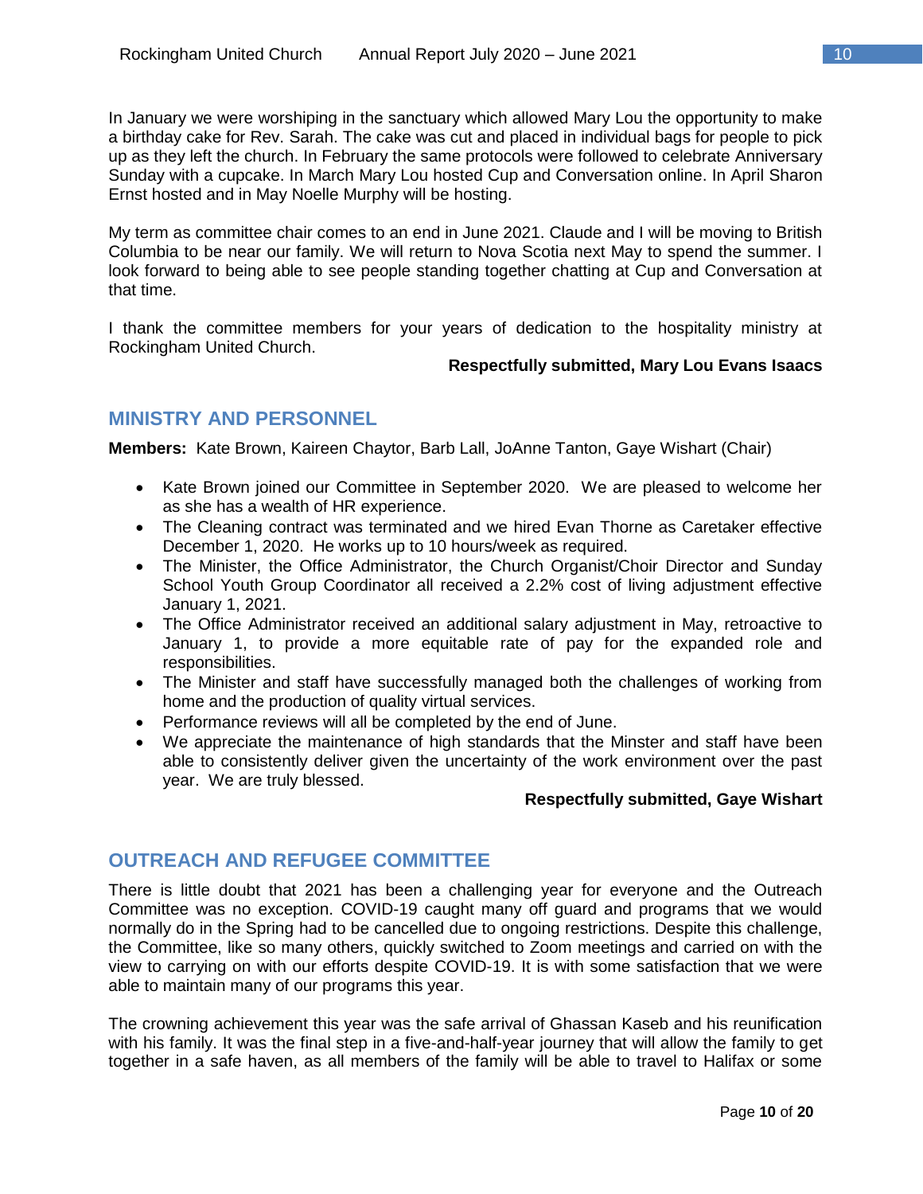In January we were worshiping in the sanctuary which allowed Mary Lou the opportunity to make a birthday cake for Rev. Sarah. The cake was cut and placed in individual bags for people to pick up as they left the church. In February the same protocols were followed to celebrate Anniversary Sunday with a cupcake. In March Mary Lou hosted Cup and Conversation online. In April Sharon Ernst hosted and in May Noelle Murphy will be hosting.

My term as committee chair comes to an end in June 2021. Claude and I will be moving to British Columbia to be near our family. We will return to Nova Scotia next May to spend the summer. I look forward to being able to see people standing together chatting at Cup and Conversation at that time.

I thank the committee members for your years of dedication to the hospitality ministry at Rockingham United Church.

**Respectfully submitted, Mary Lou Evans Isaacs**

## MINISTRY AND PERSONNEL

**Members:** Kate Brown, Kaireen Chaytor, Barb Lall, JoAnne Tanton, Gaye Wishart (Chair)

- Kate Brown joined our Committee in September 2020. We are pleased to welcome her as she has a wealth of HR experience.
- The Cleaning contract was terminated and we hired Evan Thorne as Caretaker effective December 1, 2020. He works up to 10 hours/week as required.
- The Minister, the Office Administrator, the Church Organist/Choir Director and Sunday School Youth Group Coordinator all received a 2.2% cost of living adjustment effective January 1, 2021.
- The Office Administrator received an additional salary adjustment in May, retroactive to January 1, to provide a more equitable rate of pay for the expanded role and responsibilities.
- The Minister and staff have successfully managed both the challenges of working from home and the production of quality virtual services.
- Performance reviews will all be completed by the end of June.
- We appreciate the maintenance of high standards that the Minster and staff have been able to consistently deliver given the uncertainty of the work environment over the past year. We are truly blessed.

**Respectfully submitted, Gaye Wishart**

## OUTREACH AND REFUGEE COMMITTEE

There is little doubt that 2021 has been a challenging year for everyone and the Outreach Committee was no exception. COVID-19 caught many off guard and programs that we would normally do in the Spring had to be cancelled due to ongoing restrictions. Despite this challenge, the Committee, like so many others, quickly switched to Zoom meetings and carried on with the view to carrying on with our efforts despite COVID-19. It is with some satisfaction that we were able to maintain many of our programs this year.

The crowning achievement this year was the safe arrival of Ghassan Kaseb and his reunification with his family. It was the final step in a five-and-half-year journey that will allow the family to get together in a safe haven, as all members of the family will be able to travel to Halifax or some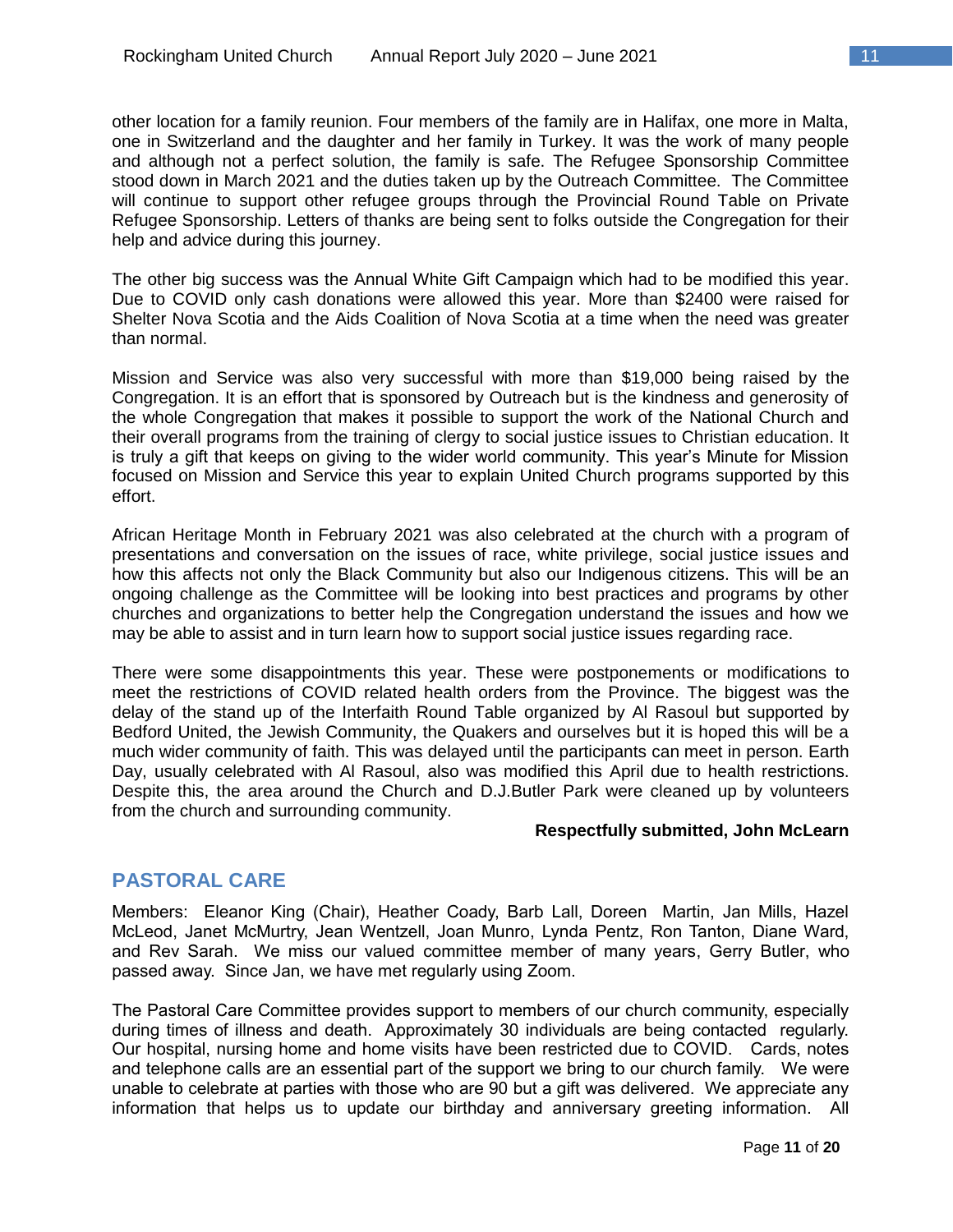other location for a family reunion. Four members of the family are in Halifax, one more in Malta, one in Switzerland and the daughter and her family in Turkey. It was the work of many people and although not a perfect solution, the family is safe. The Refugee Sponsorship Committee stood down in March 2021 and the duties taken up by the Outreach Committee. The Committee will continue to support other refugee groups through the Provincial Round Table on Private Refugee Sponsorship. Letters of thanks are being sent to folks outside the Congregation for their help and advice during this journey.

The other big success was the Annual White Gift Campaign which had to be modified this year. Due to COVID only cash donations were allowed this year. More than $2400 were raised for Shelter Nova Scotia and the Aids Coalition of Nova Scotia at a time when the need was greater than normal.

Mission and Service was also very successful with more than $19,000 being raised by the Congregation. It is an effort that is sponsored by Outreach but is the kindness and generosity of the whole Congregation that makes it possible to support the work of the National Church and their overall programs from the training of clergy to social justice issues to Christian education. It is truly a gift that keeps on giving to the wider world community. This year's Minute for Mission focused on Mission and Service this year to explain United Church programs supported by this effort.

African Heritage Month in February 2021 was also celebrated at the church with a program of presentations and conversation on the issues of race, white privilege, social justice issues and how this affects not only the Black Community but also our Indigenous citizens. This will be an ongoing challenge as the Committee will be looking into best practices and programs by other churches and organizations to better help the Congregation understand the issues and how we may be able to assist and in turn learn how to support social justice issues regarding race.

There were some disappointments this year. These were postponements or modifications to meet the restrictions of COVID related health orders from the Province. The biggest was the delay of the stand up of the Interfaith Round Table organized by Al Rasoul but supported by Bedford United, the Jewish Community, the Quakers and ourselves but it is hoped this will be a much wider community of faith. This was delayed until the participants can meet in person. Earth Day, usually celebrated with Al Rasoul, also was modified this April due to health restrictions. Despite this, the area around the Church and D.J.Butler Park were cleaned up by volunteers from the church and surrounding community.

**Respectfully submitted, John McLearn**

## PASTORAL CARE

Members: Eleanor King (Chair), Heather Coady, Barb Lall, Doreen Martin, Jan Mills, Hazel McLeod, Janet McMurtry, Jean Wentzell, Joan Munro, Lynda Pentz, Ron Tanton, Diane Ward, and Rev Sarah. We miss our valued committee member of many years, Gerry Butler, who passed away. Since Jan, we have met regularly using Zoom.

The Pastoral Care Committee provides support to members of our church community, especially during times of illness and death. Approximately 30 individuals are being contacted regularly. Our hospital, nursing home and home visits have been restricted due to COVID. Cards, notes and telephone calls are an essential part of the support we bring to our church family. We were unable to celebrate at parties with those who are 90 but a gift was delivered. We appreciate any information that helps us to update our birthday and anniversary greeting information. All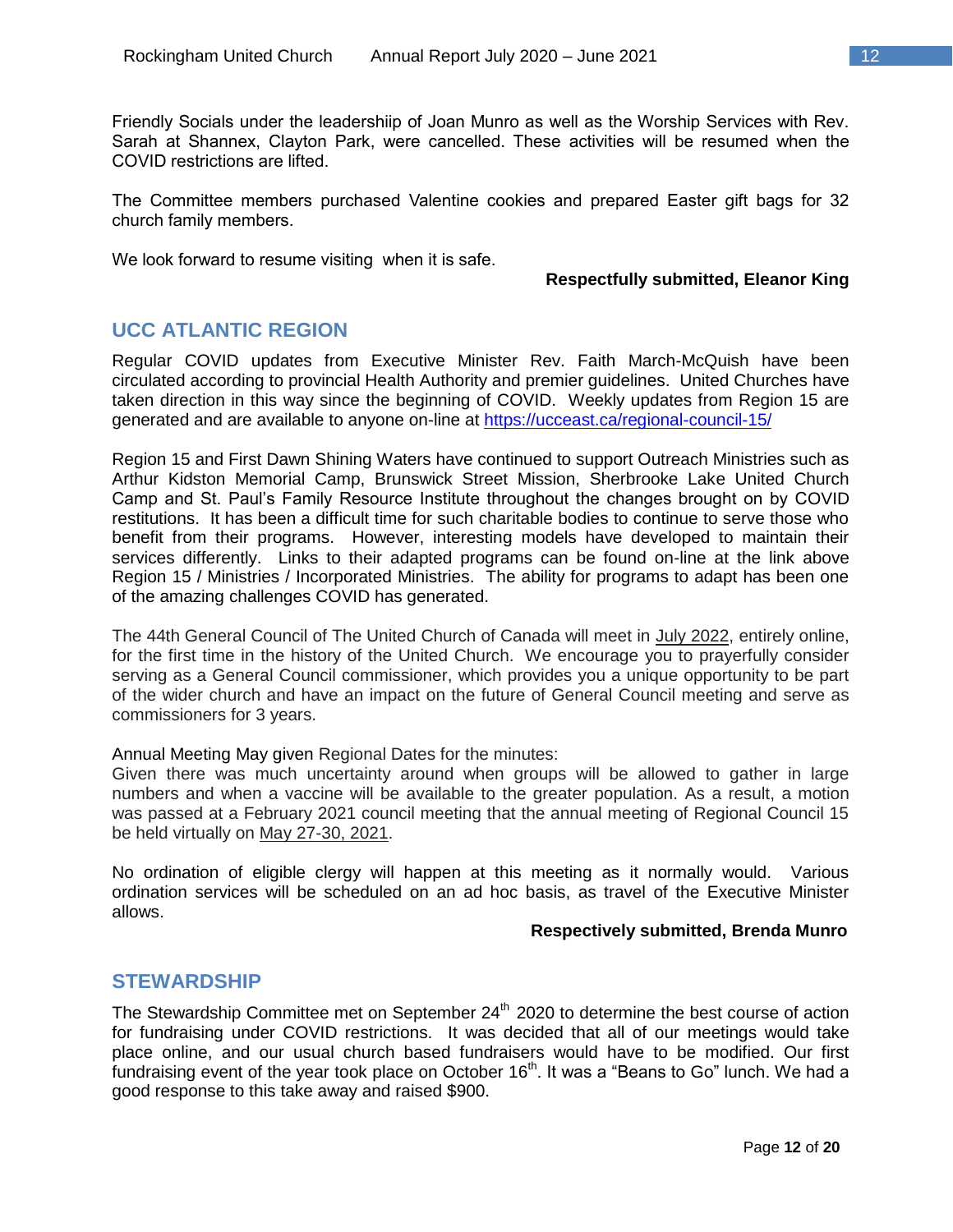Friendly Socials under the leadershiip of Joan Munro as well as the Worship Services with Rev. Sarah at Shannex, Clayton Park, were cancelled. These activities will be resumed when the COVID restrictions are lifted.

The Committee members purchased Valentine cookies and prepared Easter gift bags for 32 church family members.

We look forward to resume visiting  when it is safe.

**Respectfully submitted, Eleanor King**

## UCC ATLANTIC REGION

Regular COVID updates from Executive Minister Rev. Faith March-McQuish have been circulated according to provincial Health Authority and premier guidelines. United Churches have taken direction in this way since the beginning of COVID. Weekly updates from Region 15 are generated and are available to anyone on-line at https://ucceast.ca/regional-council-15/

Region 15 and First Dawn Shining Waters have continued to support Outreach Ministries such as Arthur Kidston Memorial Camp, Brunswick Street Mission, Sherbrooke Lake United Church Camp and St. Paul's Family Resource Institute throughout the changes brought on by COVID restitutions. It has been a difficult time for such charitable bodies to continue to serve those who benefit from their programs. However, interesting models have developed to maintain their services differently. Links to their adapted programs can be found on-line at the link above Region 15 / Ministries / Incorporated Ministries. The ability for programs to adapt has been one of the amazing challenges COVID has generated.

The 44th General Council of The United Church of Canada will meet in July 2022, entirely online, for the first time in the history of the United Church. We encourage you to prayerfully consider serving as a General Council commissioner, which provides you a unique opportunity to be part of the wider church and have an impact on the future of General Council meeting and serve as commissioners for 3 years.

Annual Meeting May given Regional Dates for the minutes:
Given there was much uncertainty around when groups will be allowed to gather in large numbers and when a vaccine will be available to the greater population. As a result, a motion was passed at a February 2021 council meeting that the annual meeting of Regional Council 15 be held virtually on May 27-30, 2021.

No ordination of eligible clergy will happen at this meeting as it normally would. Various ordination services will be scheduled on an ad hoc basis, as travel of the Executive Minister allows.

**Respectively submitted, Brenda Munro**

## STEWARDSHIP

The Stewardship Committee met on September 24th 2020 to determine the best course of action for fundraising under COVID restrictions. It was decided that all of our meetings would take place online, and our usual church based fundraisers would have to be modified. Our first fundraising event of the year took place on October 16th. It was a "Beans to Go" lunch. We had a good response to this take away and raised $900.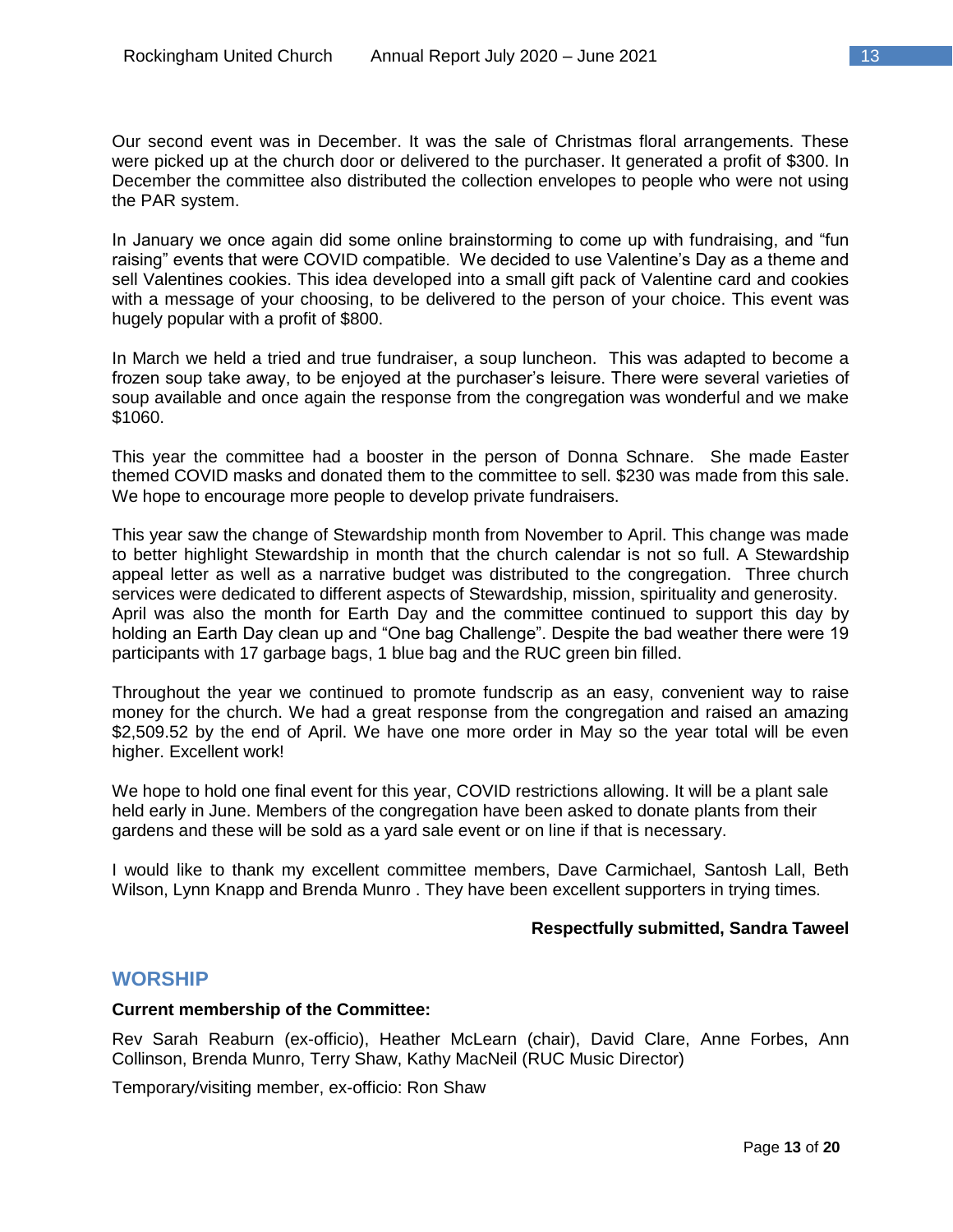Our second event was in December. It was the sale of Christmas floral arrangements. These were picked up at the church door or delivered to the purchaser. It generated a profit of $300. In December the committee also distributed the collection envelopes to people who were not using the PAR system.

In January we once again did some online brainstorming to come up with fundraising, and "fun raising" events that were COVID compatible. We decided to use Valentine's Day as a theme and sell Valentines cookies. This idea developed into a small gift pack of Valentine card and cookies with a message of your choosing, to be delivered to the person of your choice. This event was hugely popular with a profit of $800.

In March we held a tried and true fundraiser, a soup luncheon. This was adapted to become a frozen soup take away, to be enjoyed at the purchaser's leisure. There were several varieties of soup available and once again the response from the congregation was wonderful and we make $1060.

This year the committee had a booster in the person of Donna Schnare. She made Easter themed COVID masks and donated them to the committee to sell. $230 was made from this sale. We hope to encourage more people to develop private fundraisers.

This year saw the change of Stewardship month from November to April. This change was made to better highlight Stewardship in month that the church calendar is not so full. A Stewardship appeal letter as well as a narrative budget was distributed to the congregation. Three church services were dedicated to different aspects of Stewardship, mission, spirituality and generosity. April was also the month for Earth Day and the committee continued to support this day by holding an Earth Day clean up and "One bag Challenge". Despite the bad weather there were 19 participants with 17 garbage bags, 1 blue bag and the RUC green bin filled.

Throughout the year we continued to promote fundscrip as an easy, convenient way to raise money for the church. We had a great response from the congregation and raised an amazing $2,509.52 by the end of April. We have one more order in May so the year total will be even higher. Excellent work!

We hope to hold one final event for this year, COVID restrictions allowing. It will be a plant sale held early in June. Members of the congregation have been asked to donate plants from their gardens and these will be sold as a yard sale event or on line if that is necessary.

I would like to thank my excellent committee members, Dave Carmichael, Santosh Lall, Beth Wilson, Lynn Knapp and Brenda Munro . They have been excellent supporters in trying times.

**Respectfully submitted, Sandra Taweel**

## WORSHIP

**Current membership of the Committee:**

Rev Sarah Reaburn (ex-officio), Heather McLearn (chair), David Clare, Anne Forbes, Ann Collinson, Brenda Munro, Terry Shaw, Kathy MacNeil (RUC Music Director)

Temporary/visiting member, ex-officio: Ron Shaw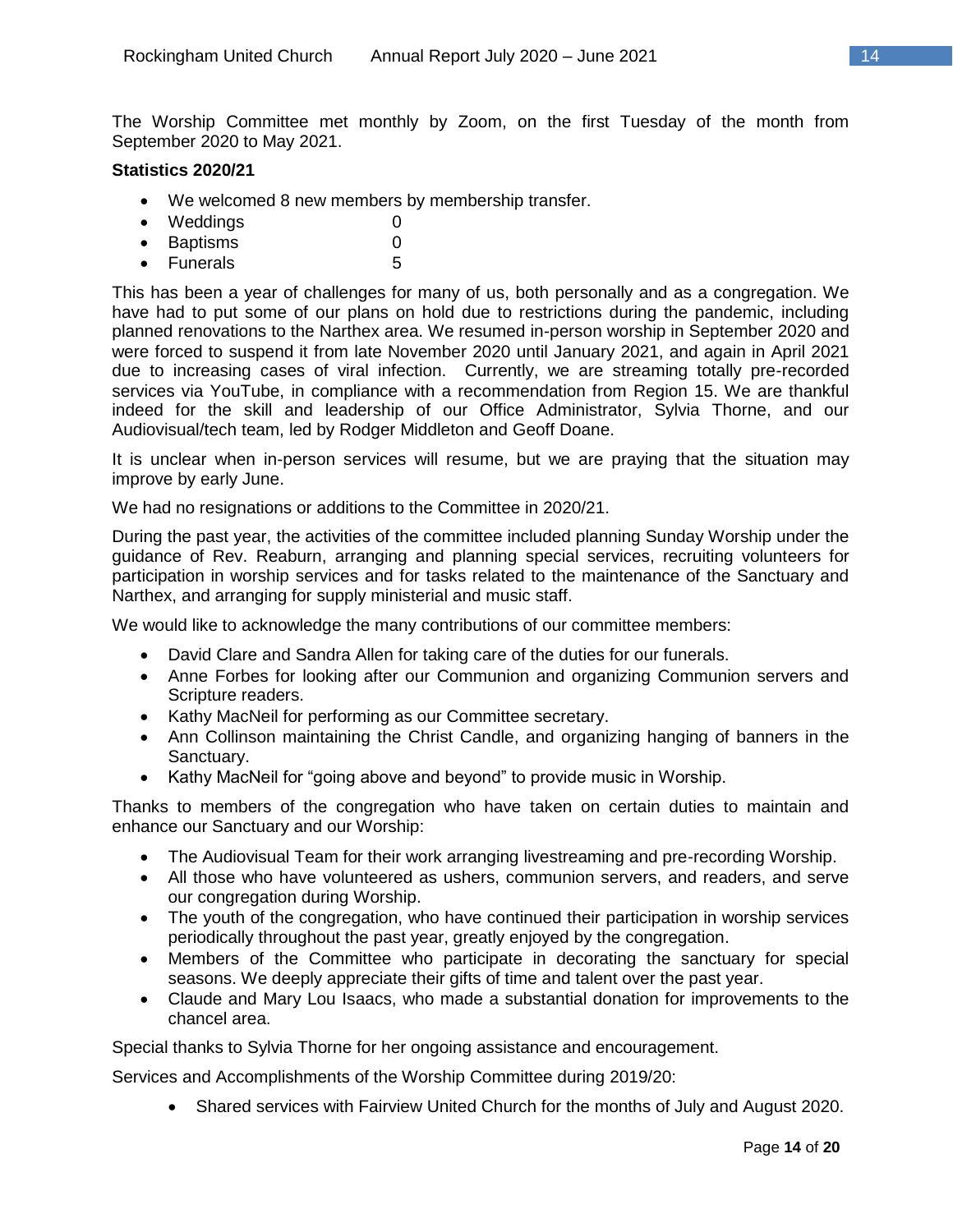The Worship Committee met monthly by Zoom, on the first Tuesday of the month from September 2020 to May 2021.

**Statistics 2020/21**

- We welcomed 8 new members by membership transfer.
- Weddings 0
- Baptisms 0
- Funerals 5

This has been a year of challenges for many of us, both personally and as a congregation. We have had to put some of our plans on hold due to restrictions during the pandemic, including planned renovations to the Narthex area. We resumed in-person worship in September 2020 and were forced to suspend it from late November 2020 until January 2021, and again in April 2021 due to increasing cases of viral infection. Currently, we are streaming totally pre-recorded services via YouTube, in compliance with a recommendation from Region 15. We are thankful indeed for the skill and leadership of our Office Administrator, Sylvia Thorne, and our Audiovisual/tech team, led by Rodger Middleton and Geoff Doane.

It is unclear when in-person services will resume, but we are praying that the situation may improve by early June.

We had no resignations or additions to the Committee in 2020/21.

During the past year, the activities of the committee included planning Sunday Worship under the guidance of Rev. Reaburn, arranging and planning special services, recruiting volunteers for participation in worship services and for tasks related to the maintenance of the Sanctuary and Narthex, and arranging for supply ministerial and music staff.

We would like to acknowledge the many contributions of our committee members:

- David Clare and Sandra Allen for taking care of the duties for our funerals.
- Anne Forbes for looking after our Communion and organizing Communion servers and Scripture readers.
- Kathy MacNeil for performing as our Committee secretary.
- Ann Collinson maintaining the Christ Candle, and organizing hanging of banners in the Sanctuary.
- Kathy MacNeil for "going above and beyond" to provide music in Worship.

Thanks to members of the congregation who have taken on certain duties to maintain and enhance our Sanctuary and our Worship:

- The Audiovisual Team for their work arranging livestreaming and pre-recording Worship.
- All those who have volunteered as ushers, communion servers, and readers, and serve our congregation during Worship.
- The youth of the congregation, who have continued their participation in worship services periodically throughout the past year, greatly enjoyed by the congregation.
- Members of the Committee who participate in decorating the sanctuary for special seasons. We deeply appreciate their gifts of time and talent over the past year.
- Claude and Mary Lou Isaacs, who made a substantial donation for improvements to the chancel area.

Special thanks to Sylvia Thorne for her ongoing assistance and encouragement.

Services and Accomplishments of the Worship Committee during 2019/20:

- Shared services with Fairview United Church for the months of July and August 2020.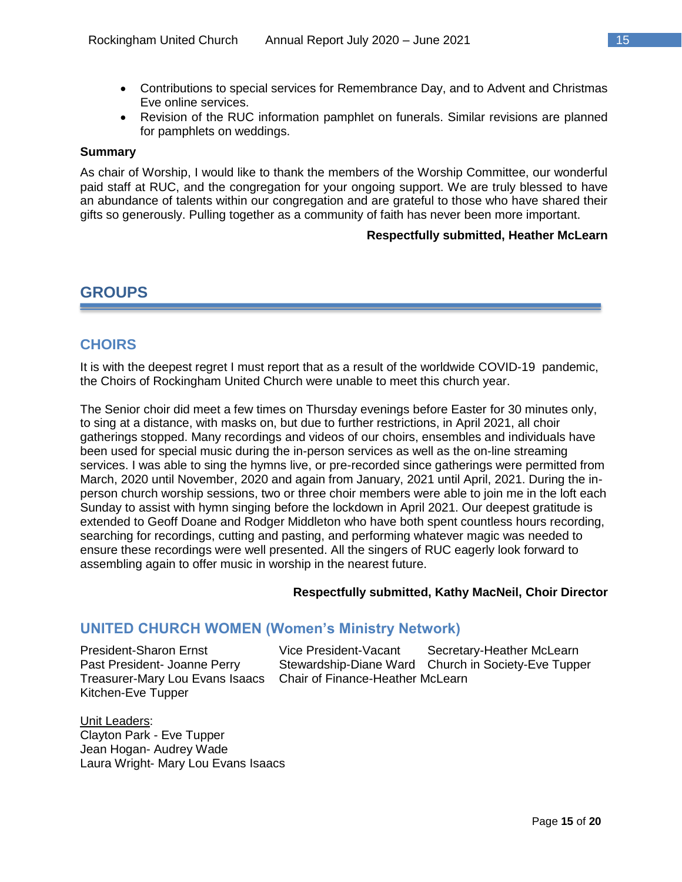- Contributions to special services for Remembrance Day, and to Advent and Christmas Eve online services.
- Revision of the RUC information pamphlet on funerals. Similar revisions are planned for pamphlets on weddings.

**Summary**

As chair of Worship, I would like to thank the members of the Worship Committee, our wonderful paid staff at RUC, and the congregation for your ongoing support. We are truly blessed to have an abundance of talents within our congregation and are grateful to those who have shared their gifts so generously. Pulling together as a community of faith has never been more important.

**Respectfully submitted, Heather McLearn**

# GROUPS

## CHOIRS

It is with the deepest regret I must report that as a result of the worldwide COVID-19 pandemic, the Choirs of Rockingham United Church were unable to meet this church year.

The Senior choir did meet a few times on Thursday evenings before Easter for 30 minutes only, to sing at a distance, with masks on, but due to further restrictions, in April 2021, all choir gatherings stopped. Many recordings and videos of our choirs, ensembles and individuals have been used for special music during the in-person services as well as the on-line streaming services. I was able to sing the hymns live, or pre-recorded since gatherings were permitted from March, 2020 until November, 2020 and again from January, 2021 until April, 2021. During the in-person church worship sessions, two or three choir members were able to join me in the loft each Sunday to assist with hymn singing before the lockdown in April 2021. Our deepest gratitude is extended to Geoff Doane and Rodger Middleton who have both spent countless hours recording, searching for recordings, cutting and pasting, and performing whatever magic was needed to ensure these recordings were well presented. All the singers of RUC eagerly look forward to assembling again to offer music in worship in the nearest future.

**Respectfully submitted, Kathy MacNeil, Choir Director**

## UNITED CHURCH WOMEN (Women's Ministry Network)

President-Sharon Ernst
Past President- Joanne Perry
Treasurer-Mary Lou Evans Isaacs
Kitchen-Eve Tupper
Vice President-Vacant
Stewardship-Diane Ward
Chair of Finance-Heather McLearn
Secretary-Heather McLearn
Church in Society-Eve Tupper

<u>Unit Leaders</u>:
Clayton Park - Eve Tupper
Jean Hogan- Audrey Wade
Laura Wright- Mary Lou Evans Isaacs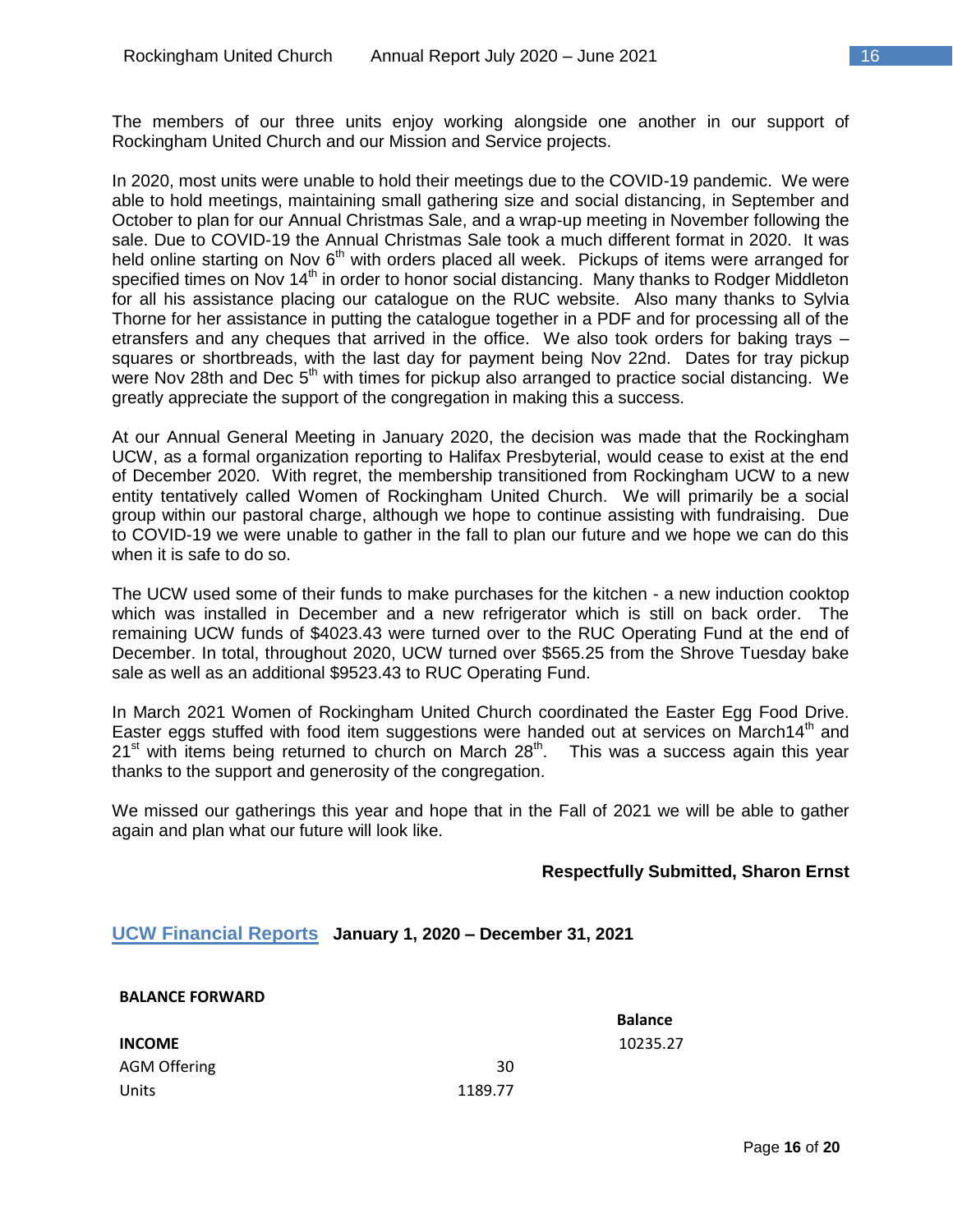The members of our three units enjoy working alongside one another in our support of Rockingham United Church and our Mission and Service projects.

In 2020, most units were unable to hold their meetings due to the COVID-19 pandemic. We were able to hold meetings, maintaining small gathering size and social distancing, in September and October to plan for our Annual Christmas Sale, and a wrap-up meeting in November following the sale. Due to COVID-19 the Annual Christmas Sale took a much different format in 2020. It was held online starting on Nov 6th with orders placed all week. Pickups of items were arranged for specified times on Nov 14th in order to honor social distancing. Many thanks to Rodger Middleton for all his assistance placing our catalogue on the RUC website. Also many thanks to Sylvia Thorne for her assistance in putting the catalogue together in a PDF and for processing all of the etransfers and any cheques that arrived in the office. We also took orders for baking trays – squares or shortbreads, with the last day for payment being Nov 22nd. Dates for tray pickup were Nov 28th and Dec 5th with times for pickup also arranged to practice social distancing. We greatly appreciate the support of the congregation in making this a success.

At our Annual General Meeting in January 2020, the decision was made that the Rockingham UCW, as a formal organization reporting to Halifax Presbyterial, would cease to exist at the end of December 2020. With regret, the membership transitioned from Rockingham UCW to a new entity tentatively called Women of Rockingham United Church. We will primarily be a social group within our pastoral charge, although we hope to continue assisting with fundraising. Due to COVID-19 we were unable to gather in the fall to plan our future and we hope we can do this when it is safe to do so.

The UCW used some of their funds to make purchases for the kitchen - a new induction cooktop which was installed in December and a new refrigerator which is still on back order. The remaining UCW funds of $4023.43 were turned over to the RUC Operating Fund at the end of December. In total, throughout 2020, UCW turned over $565.25 from the Shrove Tuesday bake sale as well as an additional $9523.43 to RUC Operating Fund.

In March 2021 Women of Rockingham United Church coordinated the Easter Egg Food Drive. Easter eggs stuffed with food item suggestions were handed out at services on March14th and 21st with items being returned to church on March 28th. This was a success again this year thanks to the support and generosity of the congregation.

We missed our gatherings this year and hope that in the Fall of 2021 we will be able to gather again and plan what our future will look like.

**Respectfully Submitted, Sharon Ernst**

## UCW Financial Reports **January 1, 2020 – December 31, 2021**

| **BALANCE FORWARD** | | |
|---|---|---|
| | | **Balance** |
| **INCOME** | | 10235.27 |
| AGM Offering | 30 | |
| Units | 1189.77 | |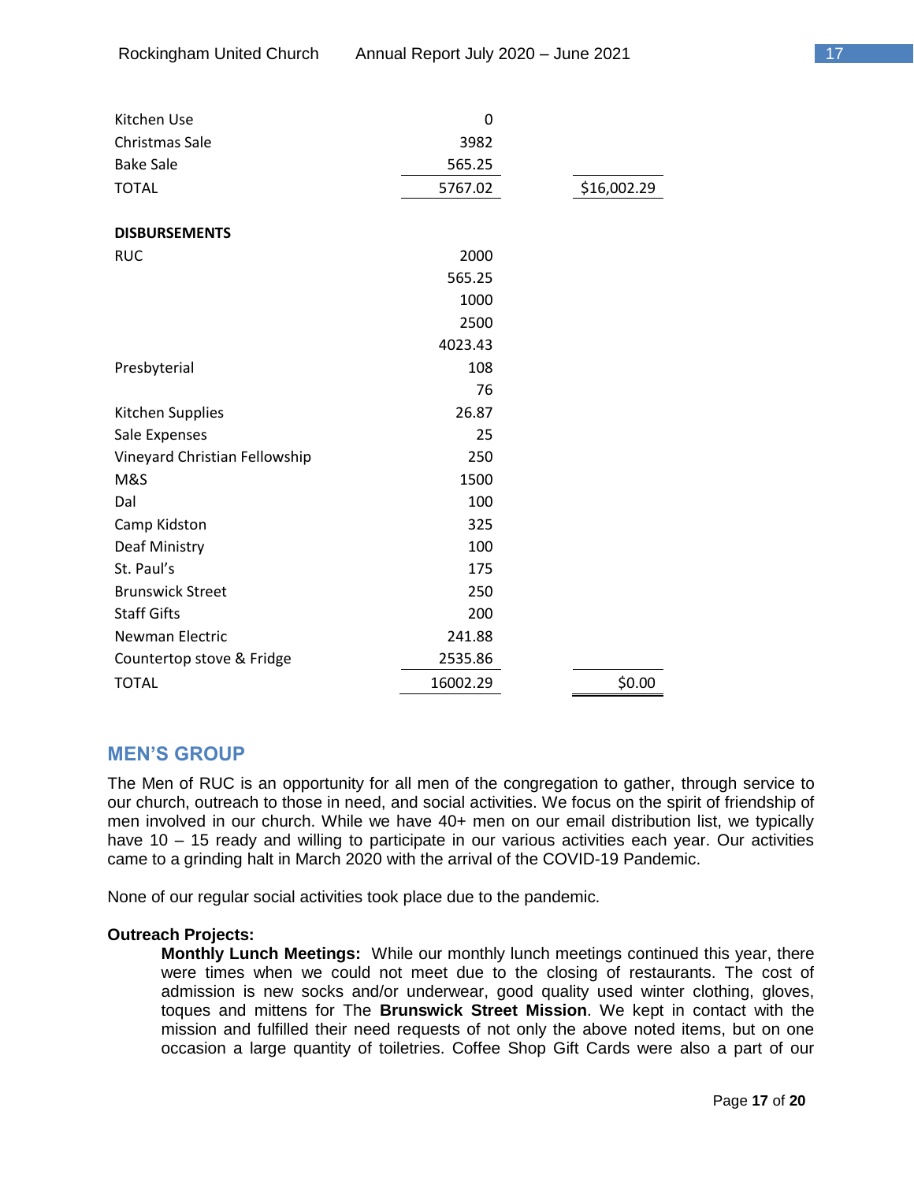| | | |
|---|---|---|
| Kitchen Use | 0 | |
| Christmas Sale | 3982 | |
| Bake Sale | 565.25 | |
| TOTAL | 5767.02 | $16,002.29 |
| | | |
| **DISBURSEMENTS** | | |
| RUC | 2000 | |
| | 565.25 | |
| | 1000 | |
| | 2500 | |
| | 4023.43 | |
| Presbyterial | 108 | |
| | 76 | |
| Kitchen Supplies | 26.87 | |
| Sale Expenses | 25 | |
| Vineyard Christian Fellowship | 250 | |
| M&S | 1500 | |
| Dal | 100 | |
| Camp Kidston | 325 | |
| Deaf Ministry | 100 | |
| St. Paul's | 175 | |
| Brunswick Street | 250 | |
| Staff Gifts | 200 | |
| Newman Electric | 241.88 | |
| Countertop stove & Fridge | 2535.86 | |
| TOTAL | 16002.29 | $0.00 |

## MEN'S GROUP

The Men of RUC is an opportunity for all men of the congregation to gather, through service to our church, outreach to those in need, and social activities. We focus on the spirit of friendship of men involved in our church. While we have 40+ men on our email distribution list, we typically have 10 – 15 ready and willing to participate in our various activities each year. Our activities came to a grinding halt in March 2020 with the arrival of the COVID-19 Pandemic.

None of our regular social activities took place due to the pandemic.

**Outreach Projects:**

**Monthly Lunch Meetings:** While our monthly lunch meetings continued this year, there were times when we could not meet due to the closing of restaurants. The cost of admission is new socks and/or underwear, good quality used winter clothing, gloves, toques and mittens for The **Brunswick Street Mission**. We kept in contact with the mission and fulfilled their need requests of not only the above noted items, but on one occasion a large quantity of toiletries. Coffee Shop Gift Cards were also a part of our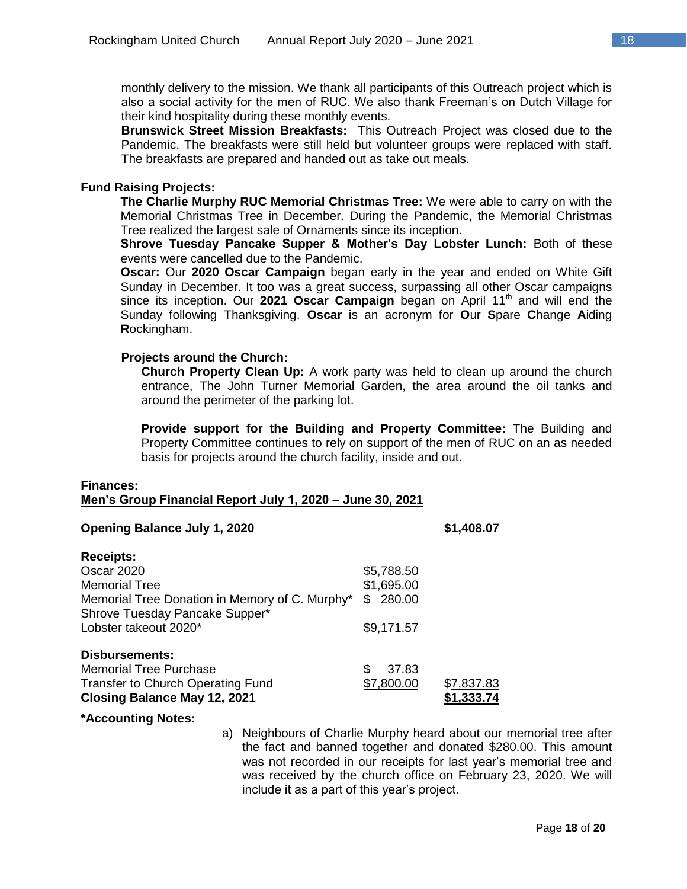monthly delivery to the mission. We thank all participants of this Outreach project which is also a social activity for the men of RUC. We also thank Freeman's on Dutch Village for their kind hospitality during these monthly events.

**Brunswick Street Mission Breakfasts:** This Outreach Project was closed due to the Pandemic. The breakfasts were still held but volunteer groups were replaced with staff. The breakfasts are prepared and handed out as take out meals.

**Fund Raising Projects:**

**The Charlie Murphy RUC Memorial Christmas Tree:** We were able to carry on with the Memorial Christmas Tree in December. During the Pandemic, the Memorial Christmas Tree realized the largest sale of Ornaments since its inception.

**Shrove Tuesday Pancake Supper & Mother's Day Lobster Lunch:** Both of these events were cancelled due to the Pandemic.

**Oscar:** Our **2020 Oscar Campaign** began early in the year and ended on White Gift Sunday in December. It too was a great success, surpassing all other Oscar campaigns since its inception. Our **2021 Oscar Campaign** began on April 11th and will end the Sunday following Thanksgiving. **Oscar** is an acronym for **O**ur **S**pare **C**hange **A**iding **R**ockingham.

**Projects around the Church:**

**Church Property Clean Up:** A work party was held to clean up around the church entrance, The John Turner Memorial Garden, the area around the oil tanks and around the perimeter of the parking lot.

**Provide support for the Building and Property Committee:** The Building and Property Committee continues to rely on support of the men of RUC on an as needed basis for projects around the church facility, inside and out.

**Finances:**

**Men's Group Financial Report July 1, 2020 – June 30, 2021**

| | | |
|---|---|---|
| **Opening Balance July 1, 2020** | | **$1,408.07** |
| **Receipts:** | | |
| Oscar 2020 | $5,788.50 | |
| Memorial Tree | $1,695.00 | |
| Memorial Tree Donation in Memory of C. Murphy* | $ 280.00 | |
| Shrove Tuesday Pancake Supper* | | |
| Lobster takeout 2020* | $9,171.57 | |
| **Disbursements:** | | |
| Memorial Tree Purchase | $ 37.83 | |
| Transfer to Church Operating Fund | $7,800.00 | $7,837.83 |
| **Closing Balance May 12, 2021** | | **$1,333.74** |

**\*Accounting Notes:**

a) Neighbours of Charlie Murphy heard about our memorial tree after the fact and banned together and donated $280.00. This amount was not recorded in our receipts for last year's memorial tree and was received by the church office on February 23, 2020. We will include it as a part of this year's project.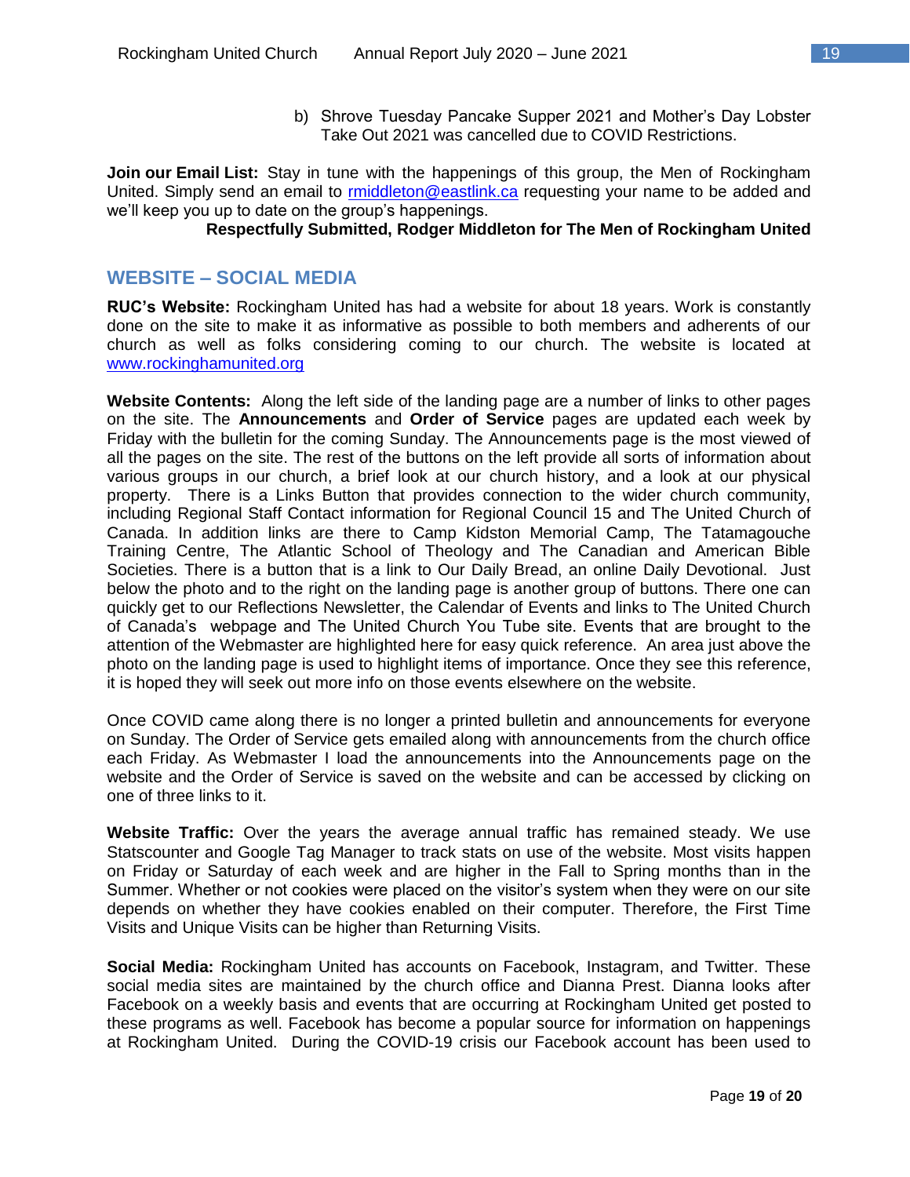b) Shrove Tuesday Pancake Supper 2021 and Mother's Day Lobster Take Out 2021 was cancelled due to COVID Restrictions.

**Join our Email List:** Stay in tune with the happenings of this group, the Men of Rockingham United. Simply send an email to rmiddleton@eastlink.ca requesting your name to be added and we'll keep you up to date on the group's happenings.

**Respectfully Submitted, Rodger Middleton for The Men of Rockingham United**

## WEBSITE – SOCIAL MEDIA

**RUC's Website:** Rockingham United has had a website for about 18 years. Work is constantly done on the site to make it as informative as possible to both members and adherents of our church as well as folks considering coming to our church. The website is located at www.rockinghamunited.org

**Website Contents:** Along the left side of the landing page are a number of links to other pages on the site. The **Announcements** and **Order of Service** pages are updated each week by Friday with the bulletin for the coming Sunday. The Announcements page is the most viewed of all the pages on the site. The rest of the buttons on the left provide all sorts of information about various groups in our church, a brief look at our church history, and a look at our physical property. There is a Links Button that provides connection to the wider church community, including Regional Staff Contact information for Regional Council 15 and The United Church of Canada. In addition links are there to Camp Kidston Memorial Camp, The Tatamagouche Training Centre, The Atlantic School of Theology and The Canadian and American Bible Societies. There is a button that is a link to Our Daily Bread, an online Daily Devotional. Just below the photo and to the right on the landing page is another group of buttons. There one can quickly get to our Reflections Newsletter, the Calendar of Events and links to The United Church of Canada's webpage and The United Church You Tube site. Events that are brought to the attention of the Webmaster are highlighted here for easy quick reference. An area just above the photo on the landing page is used to highlight items of importance. Once they see this reference, it is hoped they will seek out more info on those events elsewhere on the website.

Once COVID came along there is no longer a printed bulletin and announcements for everyone on Sunday. The Order of Service gets emailed along with announcements from the church office each Friday. As Webmaster I load the announcements into the Announcements page on the website and the Order of Service is saved on the website and can be accessed by clicking on one of three links to it.

**Website Traffic:** Over the years the average annual traffic has remained steady. We use Statscounter and Google Tag Manager to track stats on use of the website. Most visits happen on Friday or Saturday of each week and are higher in the Fall to Spring months than in the Summer. Whether or not cookies were placed on the visitor's system when they were on our site depends on whether they have cookies enabled on their computer. Therefore, the First Time Visits and Unique Visits can be higher than Returning Visits.

**Social Media:** Rockingham United has accounts on Facebook, Instagram, and Twitter. These social media sites are maintained by the church office and Dianna Prest. Dianna looks after Facebook on a weekly basis and events that are occurring at Rockingham United get posted to these programs as well. Facebook has become a popular source for information on happenings at Rockingham United. During the COVID-19 crisis our Facebook account has been used to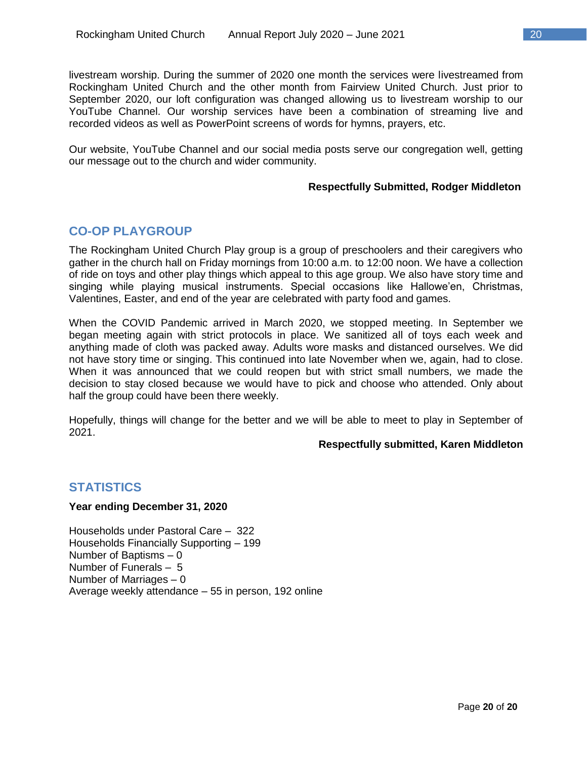livestream worship. During the summer of 2020 one month the services were livestreamed from Rockingham United Church and the other month from Fairview United Church. Just prior to September 2020, our loft configuration was changed allowing us to livestream worship to our YouTube Channel. Our worship services have been a combination of streaming live and recorded videos as well as PowerPoint screens of words for hymns, prayers, etc.

Our website, YouTube Channel and our social media posts serve our congregation well, getting our message out to the church and wider community.

**Respectfully Submitted, Rodger Middleton**

## CO-OP PLAYGROUP

The Rockingham United Church Play group is a group of preschoolers and their caregivers who gather in the church hall on Friday mornings from 10:00 a.m. to 12:00 noon. We have a collection of ride on toys and other play things which appeal to this age group. We also have story time and singing while playing musical instruments. Special occasions like Hallowe'en, Christmas, Valentines, Easter, and end of the year are celebrated with party food and games.

When the COVID Pandemic arrived in March 2020, we stopped meeting. In September we began meeting again with strict protocols in place. We sanitized all of toys each week and anything made of cloth was packed away. Adults wore masks and distanced ourselves. We did not have story time or singing. This continued into late November when we, again, had to close. When it was announced that we could reopen but with strict small numbers, we made the decision to stay closed because we would have to pick and choose who attended. Only about half the group could have been there weekly.

Hopefully, things will change for the better and we will be able to meet to play in September of 2021.

**Respectfully submitted, Karen Middleton**

## STATISTICS

**Year ending December 31, 2020**

Households under Pastoral Care – 322
Households Financially Supporting – 199
Number of Baptisms – 0
Number of Funerals – 5
Number of Marriages – 0
Average weekly attendance – 55 in person, 192 online